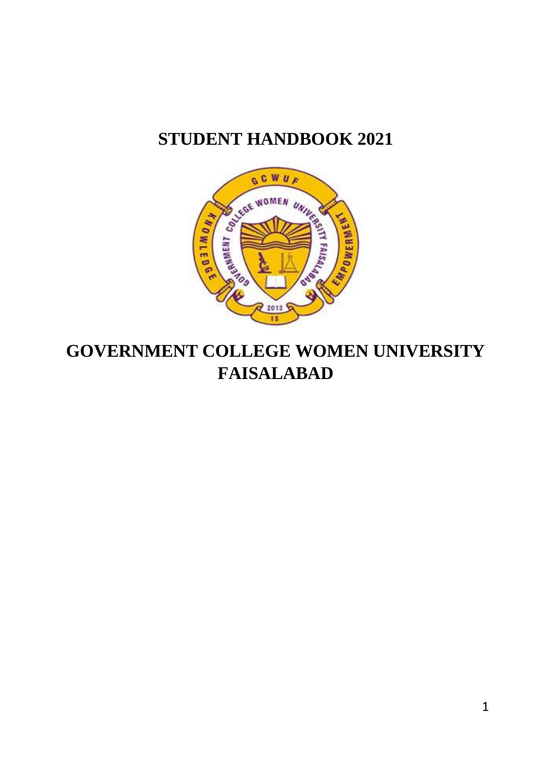# STUDENT HANDBOOK 2021

# GOVERNMENT COLLEGE WOMEN UNIVERSITY FAISALABAD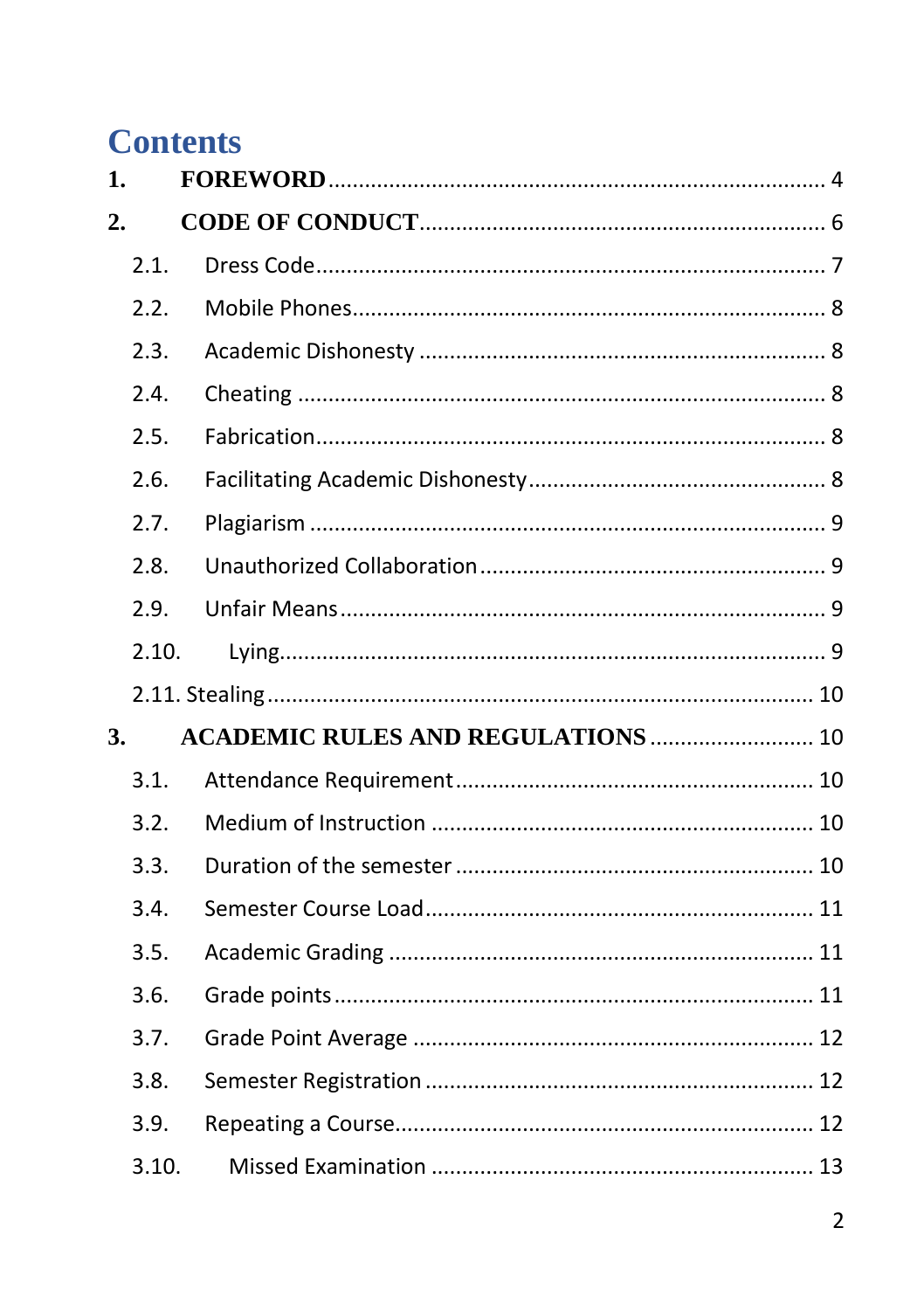# Contents

1. **FOREWORD** ........................................................................ 4
2. **CODE OF CONDUCT** ........................................................................ 6
   - 2.1. Dress Code ........................................................................ 7
   - 2.2. Mobile Phones ........................................................................ 8
   - 2.3. Academic Dishonesty ........................................................................ 8
   - 2.4. Cheating ........................................................................ 8
   - 2.5. Fabrication ........................................................................ 8
   - 2.6. Facilitating Academic Dishonesty ........................................................................ 8
   - 2.7. Plagiarism ........................................................................ 9
   - 2.8. Unauthorized Collaboration ........................................................................ 9
   - 2.9. Unfair Means ........................................................................ 9
   - 2.10. Lying ........................................................................ 9
   - 2.11. Stealing ........................................................................ 10
3. **ACADEMIC RULES AND REGULATIONS** ........................................................................ 10
   - 3.1. Attendance Requirement ........................................................................ 10
   - 3.2. Medium of Instruction ........................................................................ 10
   - 3.3. Duration of the semester ........................................................................ 10
   - 3.4. Semester Course Load ........................................................................ 11
   - 3.5. Academic Grading ........................................................................ 11
   - 3.6. Grade points ........................................................................ 11
   - 3.7. Grade Point Average ........................................................................ 12
   - 3.8. Semester Registration ........................................................................ 12
   - 3.9. Repeating a Course ........................................................................ 12
   - 3.10. Missed Examination ........................................................................ 13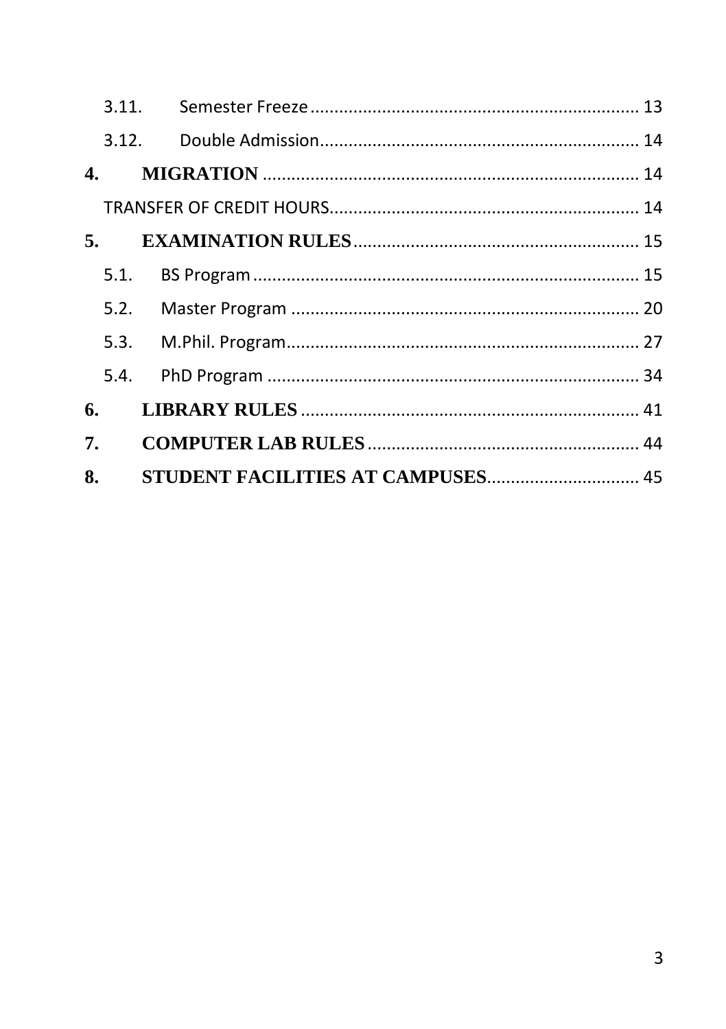3.11. Semester Freeze ........................................................................ 13

3.12. Double Admission ...................................................................... 14

**4. MIGRATION** ............................................................................ 14

TRANSFER OF CREDIT HOURS ..................................................................... 14

**5. EXAMINATION RULES** .............................................................. 15

5.1. BS Program ................................................................................. 15

5.2. Master Program .......................................................................... 20

5.3. M.Phil. Program .......................................................................... 27

5.4. PhD Program ............................................................................... 34

**6. LIBRARY RULES** ....................................................................... 41

**7. COMPUTER LAB RULES** ............................................................. 44

**8. STUDENT FACILITIES AT CAMPUSES** .......................................... 45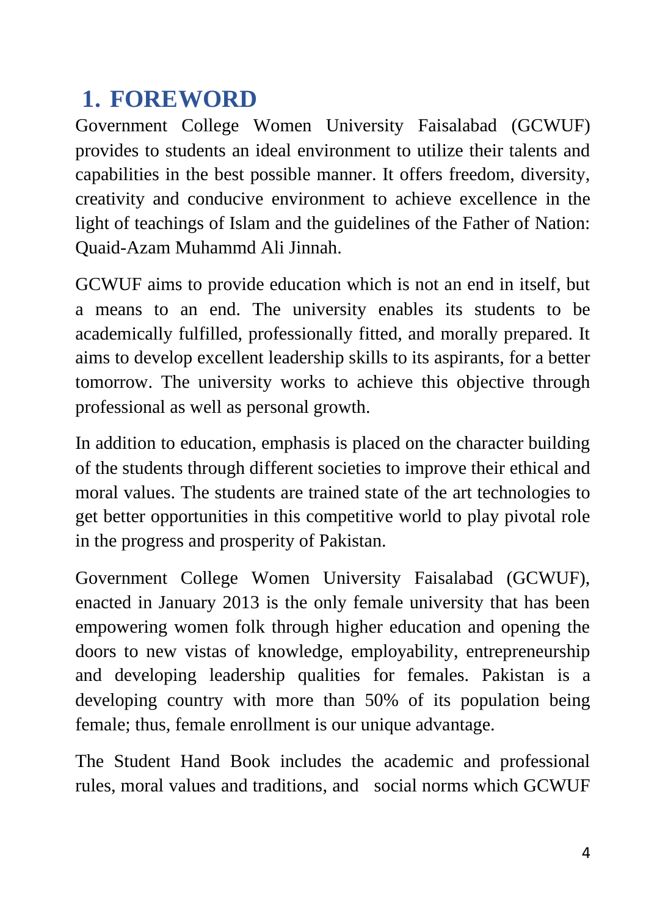# 1. FOREWORD

Government College Women University Faisalabad (GCWUF) provides to students an ideal environment to utilize their talents and capabilities in the best possible manner. It offers freedom, diversity, creativity and conducive environment to achieve excellence in the light of teachings of Islam and the guidelines of the Father of Nation: Quaid-Azam Muhammd Ali Jinnah.

GCWUF aims to provide education which is not an end in itself, but a means to an end. The university enables its students to be academically fulfilled, professionally fitted, and morally prepared. It aims to develop excellent leadership skills to its aspirants, for a better tomorrow. The university works to achieve this objective through professional as well as personal growth.

In addition to education, emphasis is placed on the character building of the students through different societies to improve their ethical and moral values. The students are trained state of the art technologies to get better opportunities in this competitive world to play pivotal role in the progress and prosperity of Pakistan.

Government College Women University Faisalabad (GCWUF), enacted in January 2013 is the only female university that has been empowering women folk through higher education and opening the doors to new vistas of knowledge, employability, entrepreneurship and developing leadership qualities for females. Pakistan is a developing country with more than 50% of its population being female; thus, female enrollment is our unique advantage.

The Student Hand Book includes the academic and professional rules, moral values and traditions, and social norms which GCWUF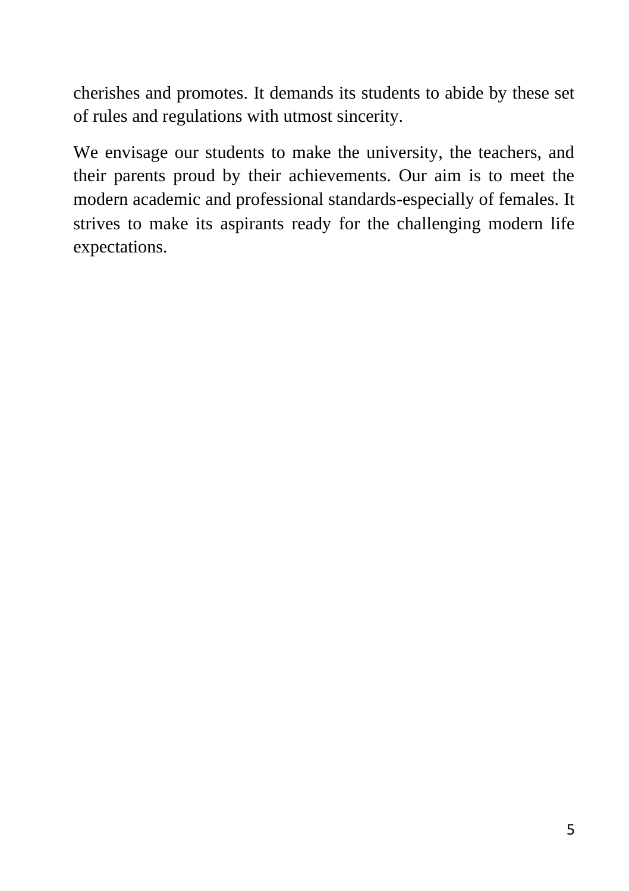cherishes and promotes. It demands its students to abide by these set of rules and regulations with utmost sincerity.

We envisage our students to make the university, the teachers, and their parents proud by their achievements. Our aim is to meet the modern academic and professional standards-especially of females. It strives to make its aspirants ready for the challenging modern life expectations.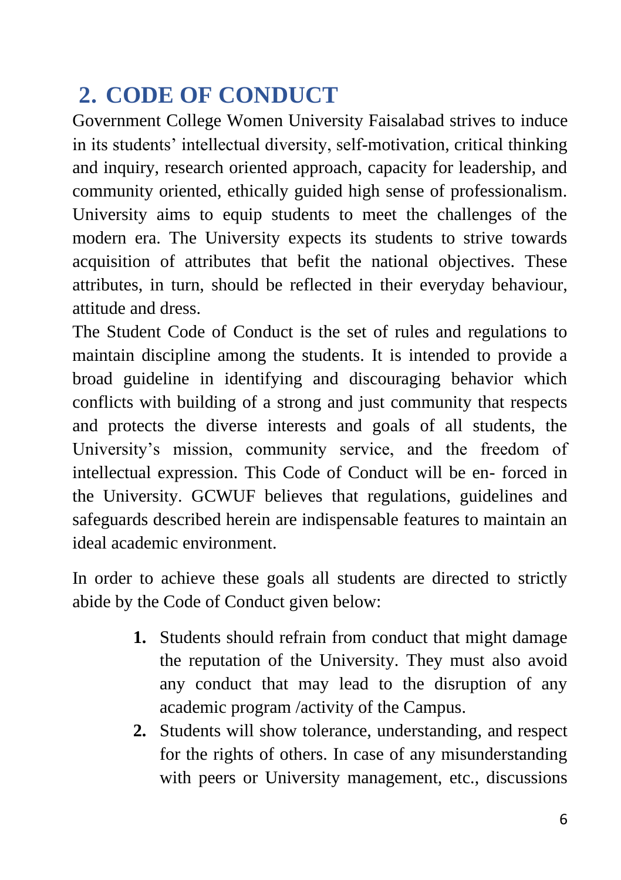## 2. CODE OF CONDUCT

Government College Women University Faisalabad strives to induce in its students' intellectual diversity, self-motivation, critical thinking and inquiry, research oriented approach, capacity for leadership, and community oriented, ethically guided high sense of professionalism. University aims to equip students to meet the challenges of the modern era. The University expects its students to strive towards acquisition of attributes that befit the national objectives. These attributes, in turn, should be reflected in their everyday behaviour, attitude and dress.

The Student Code of Conduct is the set of rules and regulations to maintain discipline among the students. It is intended to provide a broad guideline in identifying and discouraging behavior which conflicts with building of a strong and just community that respects and protects the diverse interests and goals of all students, the University's mission, community service, and the freedom of intellectual expression. This Code of Conduct will be en- forced in the University. GCWUF believes that regulations, guidelines and safeguards described herein are indispensable features to maintain an ideal academic environment.

In order to achieve these goals all students are directed to strictly abide by the Code of Conduct given below:

1. Students should refrain from conduct that might damage the reputation of the University. They must also avoid any conduct that may lead to the disruption of any academic program /activity of the Campus.
2. Students will show tolerance, understanding, and respect for the rights of others. In case of any misunderstanding with peers or University management, etc., discussions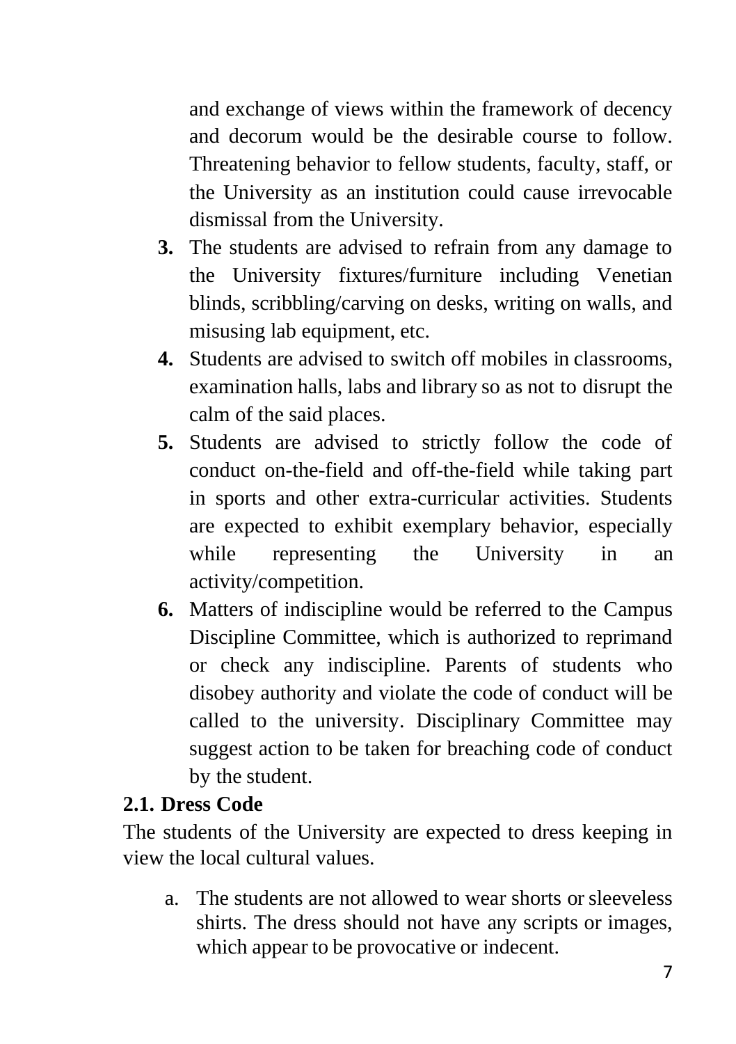and exchange of views within the framework of decency and decorum would be the desirable course to follow. Threatening behavior to fellow students, faculty, staff, or the University as an institution could cause irrevocable dismissal from the University.

3. The students are advised to refrain from any damage to the University fixtures/furniture including Venetian blinds, scribbling/carving on desks, writing on walls, and misusing lab equipment, etc.
4. Students are advised to switch off mobiles in classrooms, examination halls, labs and library so as not to disrupt the calm of the said places.
5. Students are advised to strictly follow the code of conduct on-the-field and off-the-field while taking part in sports and other extra-curricular activities. Students are expected to exhibit exemplary behavior, especially while representing the University in an activity/competition.
6. Matters of indiscipline would be referred to the Campus Discipline Committee, which is authorized to reprimand or check any indiscipline. Parents of students who disobey authority and violate the code of conduct will be called to the university. Disciplinary Committee may suggest action to be taken for breaching code of conduct by the student.

### 2.1. Dress Code

The students of the University are expected to dress keeping in view the local cultural values.

a. The students are not allowed to wear shorts or sleeveless shirts. The dress should not have any scripts or images, which appear to be provocative or indecent.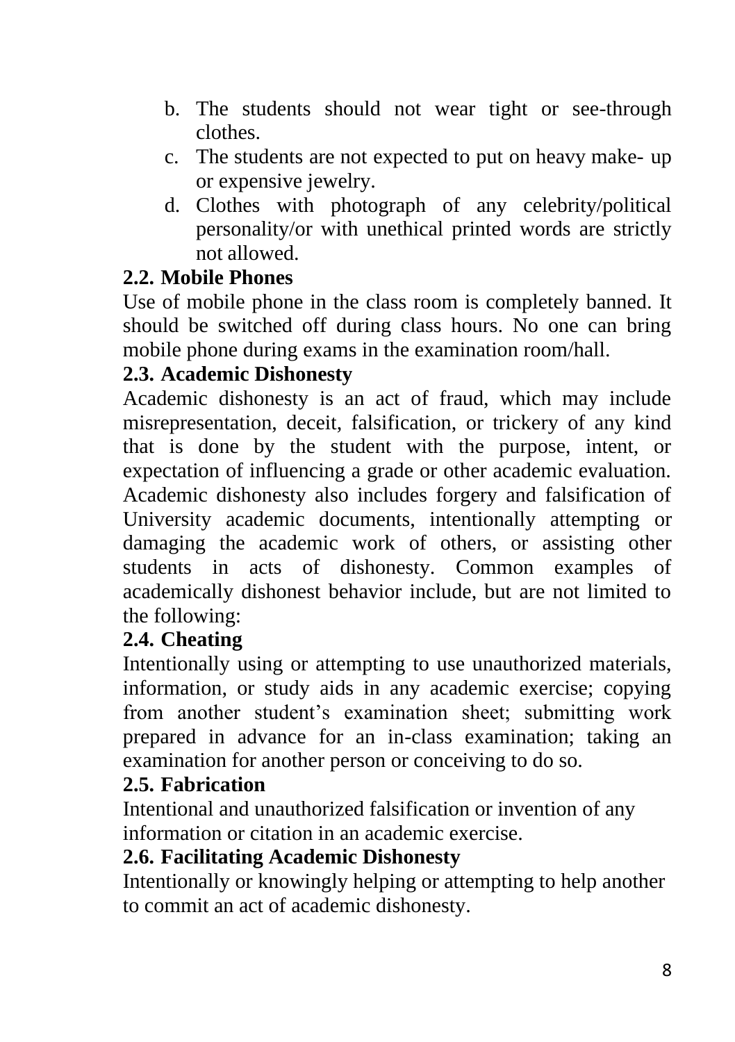b. The students should not wear tight or see-through clothes.
c. The students are not expected to put on heavy make- up or expensive jewelry.
d. Clothes with photograph of any celebrity/political personality/or with unethical printed words are strictly not allowed.

### 2.2. Mobile Phones

Use of mobile phone in the class room is completely banned. It should be switched off during class hours. No one can bring mobile phone during exams in the examination room/hall.

### 2.3. Academic Dishonesty

Academic dishonesty is an act of fraud, which may include misrepresentation, deceit, falsification, or trickery of any kind that is done by the student with the purpose, intent, or expectation of influencing a grade or other academic evaluation. Academic dishonesty also includes forgery and falsification of University academic documents, intentionally attempting or damaging the academic work of others, or assisting other students in acts of dishonesty. Common examples of academically dishonest behavior include, but are not limited to the following:

### 2.4. Cheating

Intentionally using or attempting to use unauthorized materials, information, or study aids in any academic exercise; copying from another student's examination sheet; submitting work prepared in advance for an in-class examination; taking an examination for another person or conceiving to do so.

### 2.5. Fabrication

Intentional and unauthorized falsification or invention of any information or citation in an academic exercise.

### 2.6. Facilitating Academic Dishonesty

Intentionally or knowingly helping or attempting to help another to commit an act of academic dishonesty.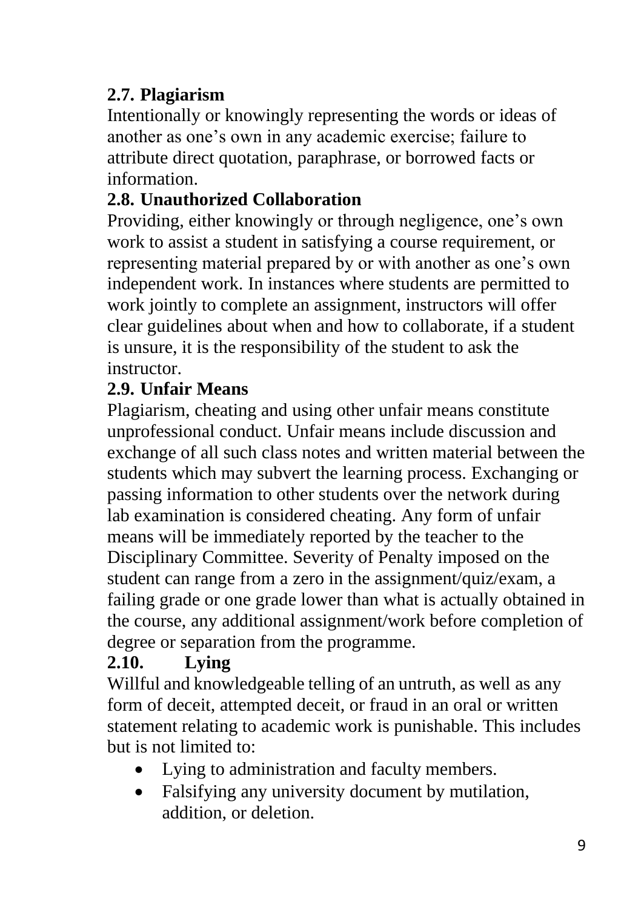### 2.7. Plagiarism

Intentionally or knowingly representing the words or ideas of another as one's own in any academic exercise; failure to attribute direct quotation, paraphrase, or borrowed facts or information.

### 2.8. Unauthorized Collaboration

Providing, either knowingly or through negligence, one's own work to assist a student in satisfying a course requirement, or representing material prepared by or with another as one's own independent work. In instances where students are permitted to work jointly to complete an assignment, instructors will offer clear guidelines about when and how to collaborate, if a student is unsure, it is the responsibility of the student to ask the instructor.

### 2.9. Unfair Means

Plagiarism, cheating and using other unfair means constitute unprofessional conduct. Unfair means include discussion and exchange of all such class notes and written material between the students which may subvert the learning process. Exchanging or passing information to other students over the network during lab examination is considered cheating. Any form of unfair means will be immediately reported by the teacher to the Disciplinary Committee. Severity of Penalty imposed on the student can range from a zero in the assignment/quiz/exam, a failing grade or one grade lower than what is actually obtained in the course, any additional assignment/work before completion of degree or separation from the programme.

### 2.10. Lying

Willful and knowledgeable telling of an untruth, as well as any form of deceit, attempted deceit, or fraud in an oral or written statement relating to academic work is punishable. This includes but is not limited to:

- Lying to administration and faculty members.
- Falsifying any university document by mutilation, addition, or deletion.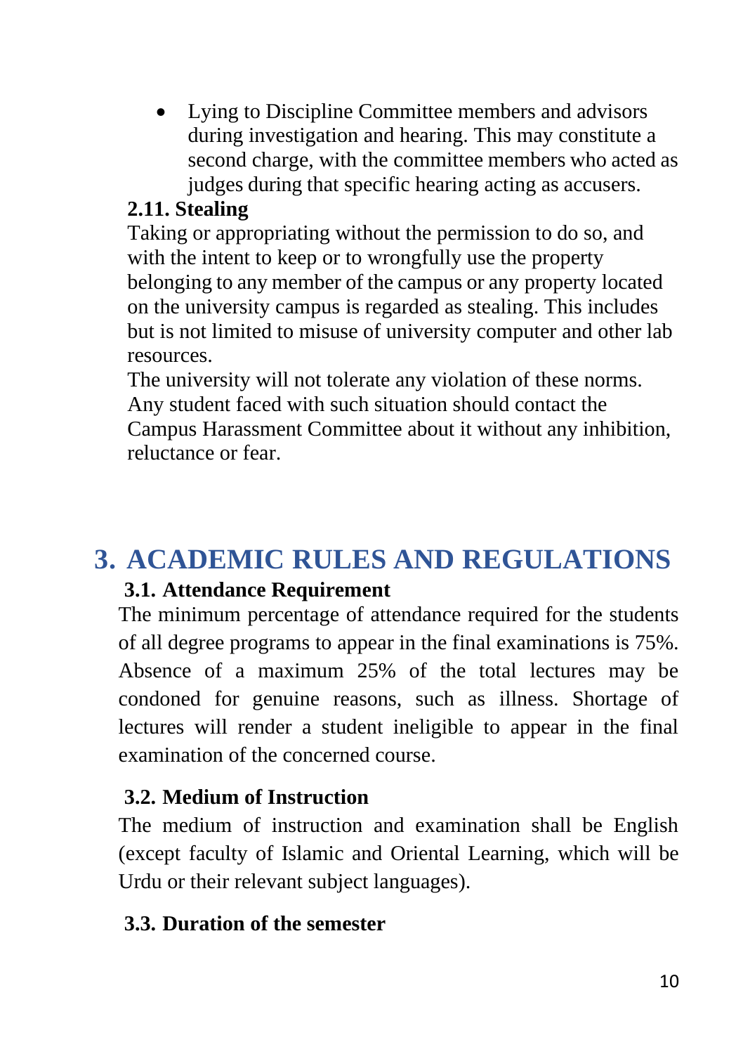- Lying to Discipline Committee members and advisors during investigation and hearing. This may constitute a second charge, with the committee members who acted as judges during that specific hearing acting as accusers.

### 2.11. Stealing

Taking or appropriating without the permission to do so, and with the intent to keep or to wrongfully use the property belonging to any member of the campus or any property located on the university campus is regarded as stealing. This includes but is not limited to misuse of university computer and other lab resources.

The university will not tolerate any violation of these norms. Any student faced with such situation should contact the Campus Harassment Committee about it without any inhibition, reluctance or fear.

# 3. ACADEMIC RULES AND REGULATIONS

### 3.1. Attendance Requirement

The minimum percentage of attendance required for the students of all degree programs to appear in the final examinations is 75%. Absence of a maximum 25% of the total lectures may be condoned for genuine reasons, such as illness. Shortage of lectures will render a student ineligible to appear in the final examination of the concerned course.

### 3.2. Medium of Instruction

The medium of instruction and examination shall be English (except faculty of Islamic and Oriental Learning, which will be Urdu or their relevant subject languages).

### 3.3. Duration of the semester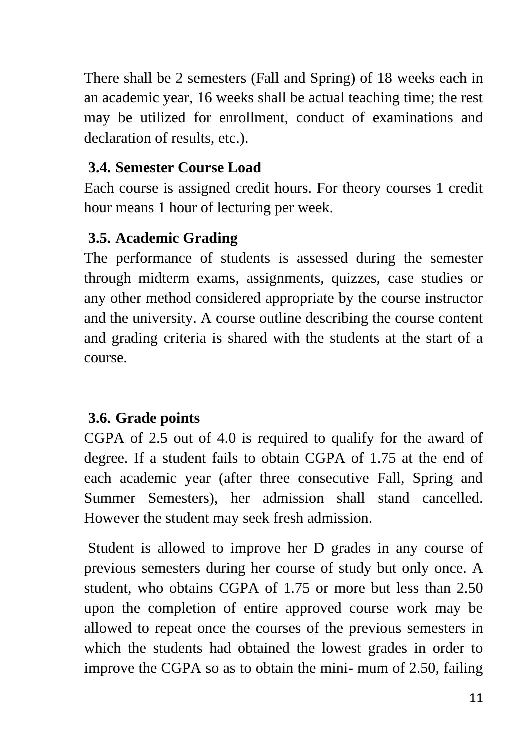There shall be 2 semesters (Fall and Spring) of 18 weeks each in an academic year, 16 weeks shall be actual teaching time; the rest may be utilized for enrollment, conduct of examinations and declaration of results, etc.).

### 3.4. Semester Course Load

Each course is assigned credit hours. For theory courses 1 credit hour means 1 hour of lecturing per week.

### 3.5. Academic Grading

The performance of students is assessed during the semester through midterm exams, assignments, quizzes, case studies or any other method considered appropriate by the course instructor and the university. A course outline describing the course content and grading criteria is shared with the students at the start of a course.

### 3.6. Grade points

CGPA of 2.5 out of 4.0 is required to qualify for the award of degree. If a student fails to obtain CGPA of 1.75 at the end of each academic year (after three consecutive Fall, Spring and Summer Semesters), her admission shall stand cancelled. However the student may seek fresh admission.

Student is allowed to improve her D grades in any course of previous semesters during her course of study but only once. A student, who obtains CGPA of 1.75 or more but less than 2.50 upon the completion of entire approved course work may be allowed to repeat once the courses of the previous semesters in which the students had obtained the lowest grades in order to improve the CGPA so as to obtain the mini- mum of 2.50, failing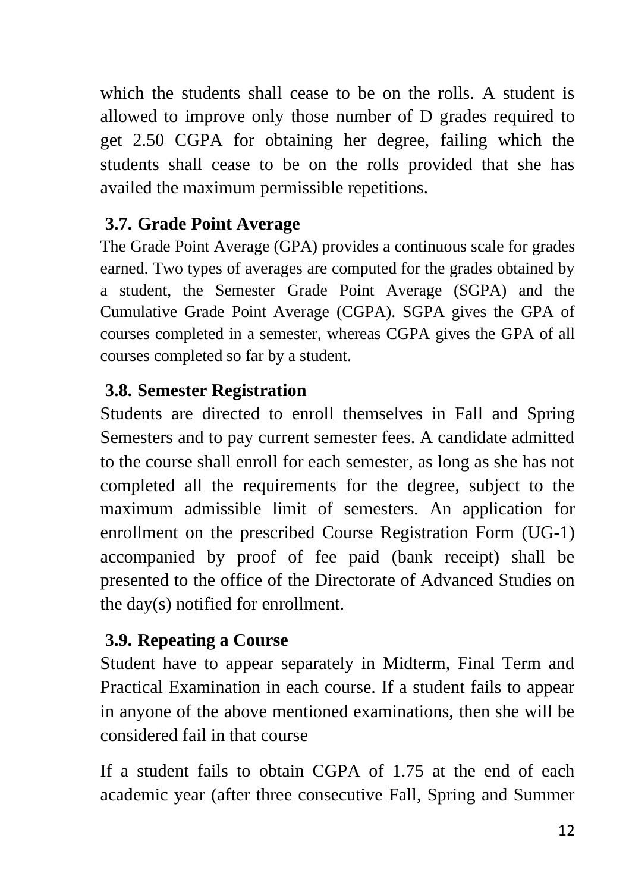which the students shall cease to be on the rolls. A student is allowed to improve only those number of D grades required to get 2.50 CGPA for obtaining her degree, failing which the students shall cease to be on the rolls provided that she has availed the maximum permissible repetitions.

### 3.7. Grade Point Average

The Grade Point Average (GPA) provides a continuous scale for grades earned. Two types of averages are computed for the grades obtained by a student, the Semester Grade Point Average (SGPA) and the Cumulative Grade Point Average (CGPA). SGPA gives the GPA of courses completed in a semester, whereas CGPA gives the GPA of all courses completed so far by a student.

### 3.8. Semester Registration

Students are directed to enroll themselves in Fall and Spring Semesters and to pay current semester fees. A candidate admitted to the course shall enroll for each semester, as long as she has not completed all the requirements for the degree, subject to the maximum admissible limit of semesters. An application for enrollment on the prescribed Course Registration Form (UG-1) accompanied by proof of fee paid (bank receipt) shall be presented to the office of the Directorate of Advanced Studies on the day(s) notified for enrollment.

### 3.9. Repeating a Course

Student have to appear separately in Midterm, Final Term and Practical Examination in each course. If a student fails to appear in anyone of the above mentioned examinations, then she will be considered fail in that course

If a student fails to obtain CGPA of 1.75 at the end of each academic year (after three consecutive Fall, Spring and Summer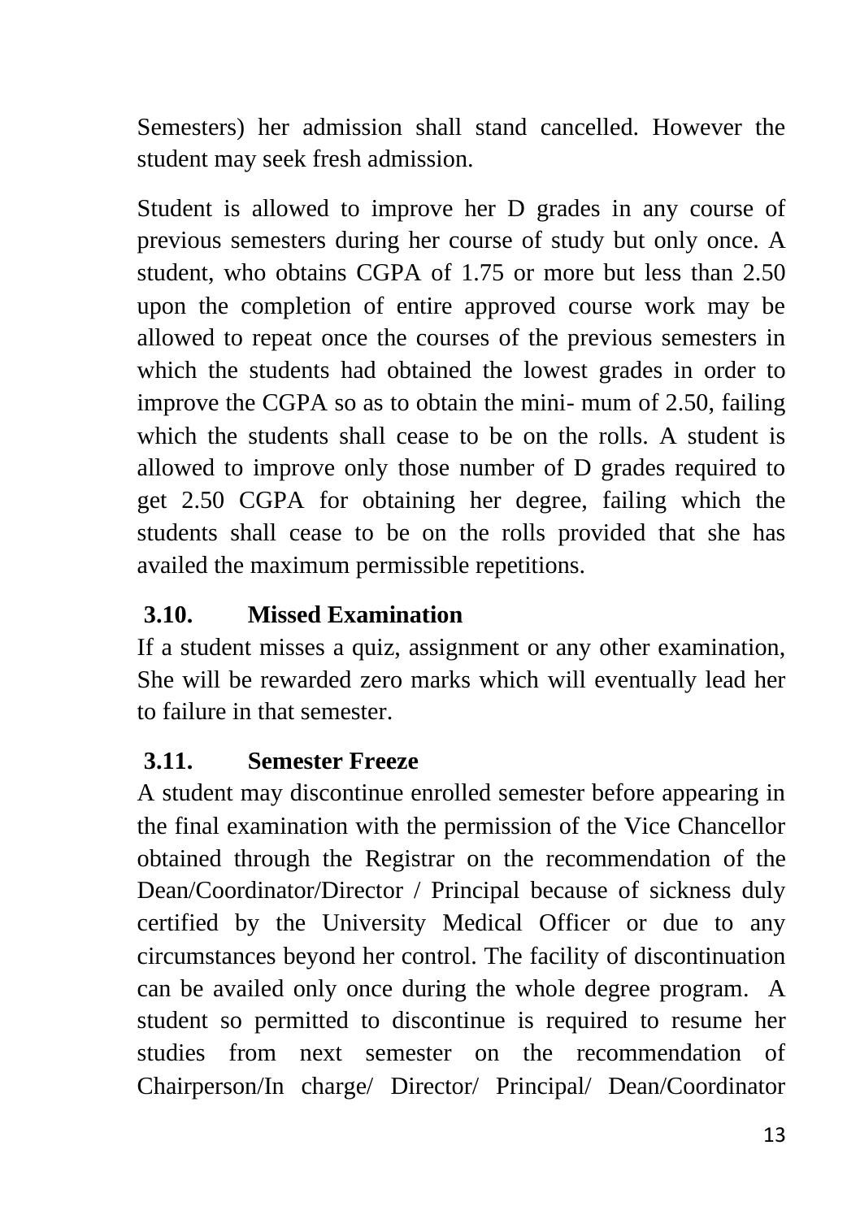Semesters) her admission shall stand cancelled. However the student may seek fresh admission.

Student is allowed to improve her D grades in any course of previous semesters during her course of study but only once. A student, who obtains CGPA of 1.75 or more but less than 2.50 upon the completion of entire approved course work may be allowed to repeat once the courses of the previous semesters in which the students had obtained the lowest grades in order to improve the CGPA so as to obtain the mini- mum of 2.50, failing which the students shall cease to be on the rolls. A student is allowed to improve only those number of D grades required to get 2.50 CGPA for obtaining her degree, failing which the students shall cease to be on the rolls provided that she has availed the maximum permissible repetitions.

### 3.10. Missed Examination

If a student misses a quiz, assignment or any other examination, She will be rewarded zero marks which will eventually lead her to failure in that semester.

### 3.11. Semester Freeze

A student may discontinue enrolled semester before appearing in the final examination with the permission of the Vice Chancellor obtained through the Registrar on the recommendation of the Dean/Coordinator/Director / Principal because of sickness duly certified by the University Medical Officer or due to any circumstances beyond her control. The facility of discontinuation can be availed only once during the whole degree program. A student so permitted to discontinue is required to resume her studies from next semester on the recommendation of Chairperson/In charge/ Director/ Principal/ Dean/Coordinator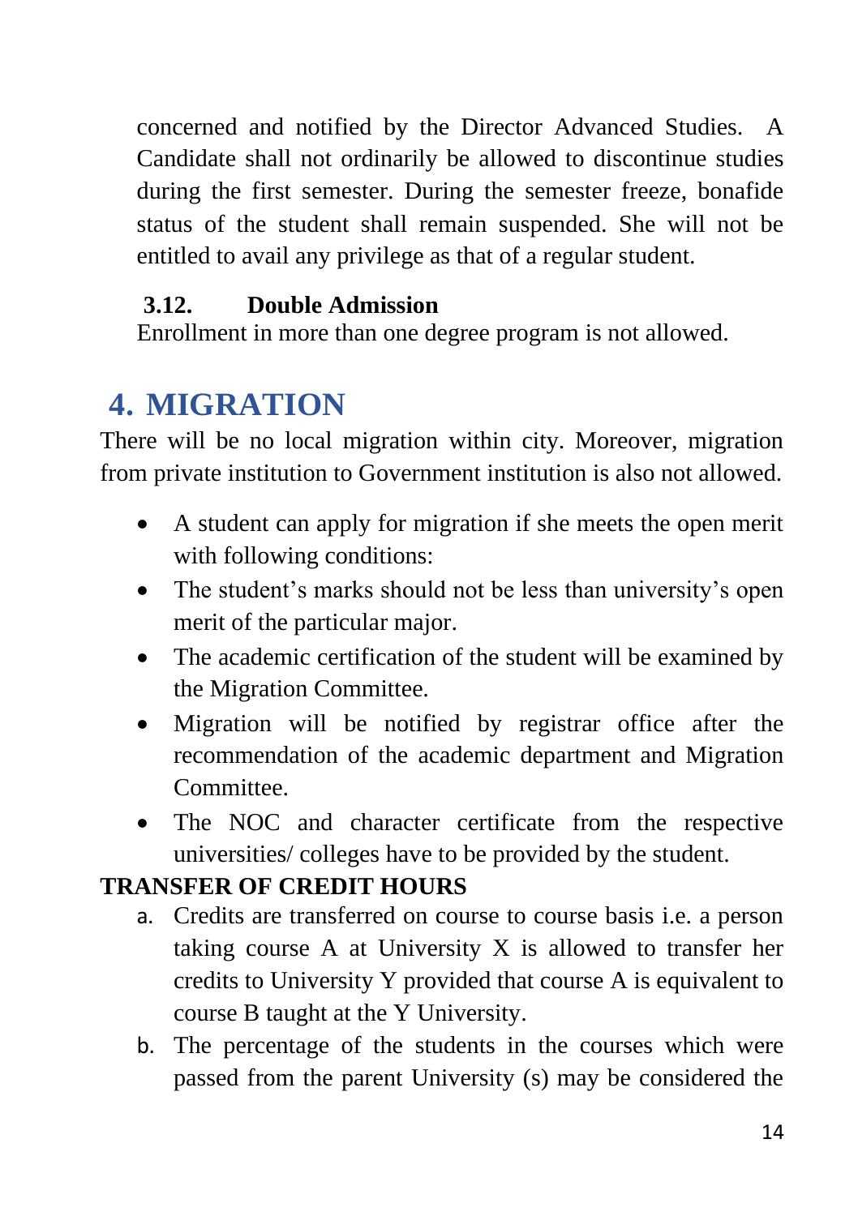concerned and notified by the Director Advanced Studies. A Candidate shall not ordinarily be allowed to discontinue studies during the first semester. During the semester freeze, bonafide status of the student shall remain suspended. She will not be entitled to avail any privilege as that of a regular student.

### 3.12. Double Admission

Enrollment in more than one degree program is not allowed.

# 4. MIGRATION

There will be no local migration within city. Moreover, migration from private institution to Government institution is also not allowed.

- A student can apply for migration if she meets the open merit with following conditions:
- The student's marks should not be less than university's open merit of the particular major.
- The academic certification of the student will be examined by the Migration Committee.
- Migration will be notified by registrar office after the recommendation of the academic department and Migration Committee.
- The NOC and character certificate from the respective universities/ colleges have to be provided by the student.

**TRANSFER OF CREDIT HOURS**

a. Credits are transferred on course to course basis i.e. a person taking course A at University X is allowed to transfer her credits to University Y provided that course A is equivalent to course B taught at the Y University.
b. The percentage of the students in the courses which were passed from the parent University (s) may be considered the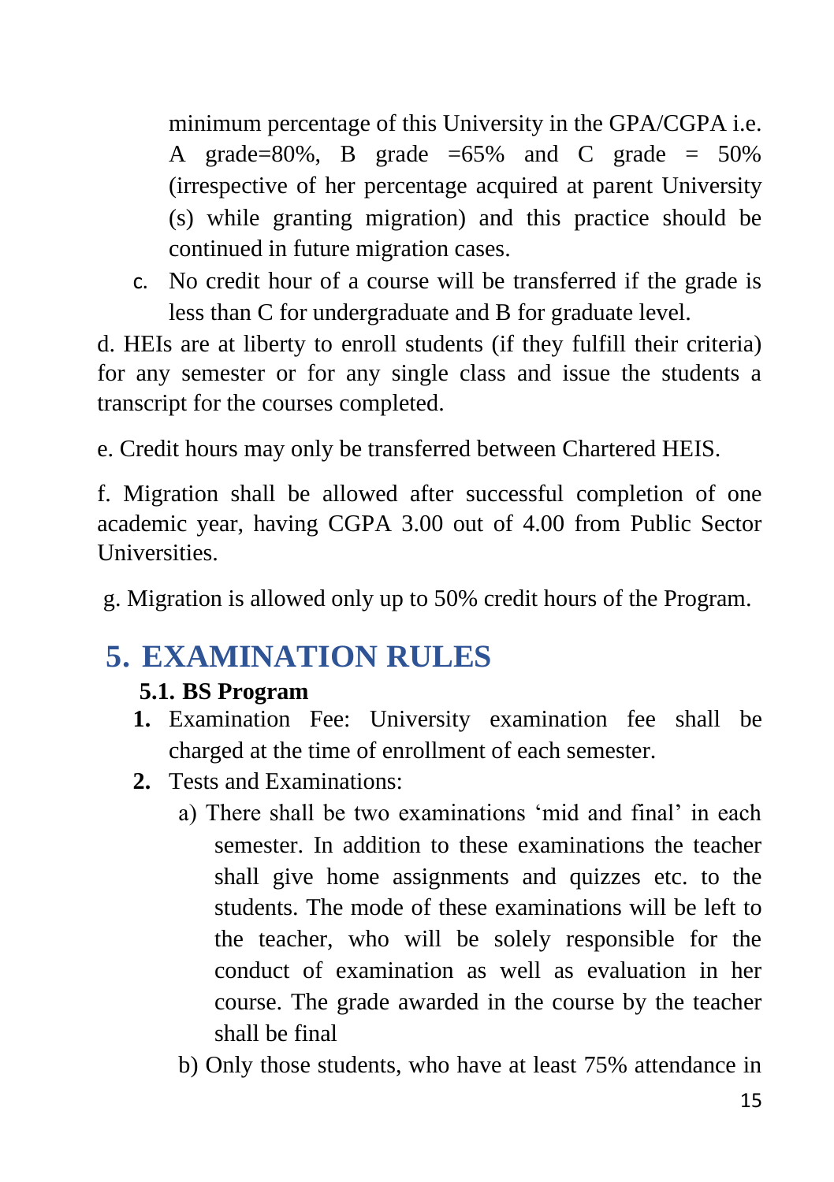minimum percentage of this University in the GPA/CGPA i.e. A grade=80%, B grade =65% and C grade = 50% (irrespective of her percentage acquired at parent University (s) while granting migration) and this practice should be continued in future migration cases.

c. No credit hour of a course will be transferred if the grade is less than C for undergraduate and B for graduate level.

d. HEIs are at liberty to enroll students (if they fulfill their criteria) for any semester or for any single class and issue the students a transcript for the courses completed.

e. Credit hours may only be transferred between Chartered HEIS.

f. Migration shall be allowed after successful completion of one academic year, having CGPA 3.00 out of 4.00 from Public Sector Universities.

g. Migration is allowed only up to 50% credit hours of the Program.

# 5. EXAMINATION RULES

## 5.1. BS Program

**1.** Examination Fee: University examination fee shall be charged at the time of enrollment of each semester.

**2.** Tests and Examinations:

a) There shall be two examinations 'mid and final' in each semester. In addition to these examinations the teacher shall give home assignments and quizzes etc. to the students. The mode of these examinations will be left to the teacher, who will be solely responsible for the conduct of examination as well as evaluation in her course. The grade awarded in the course by the teacher shall be final

b) Only those students, who have at least 75% attendance in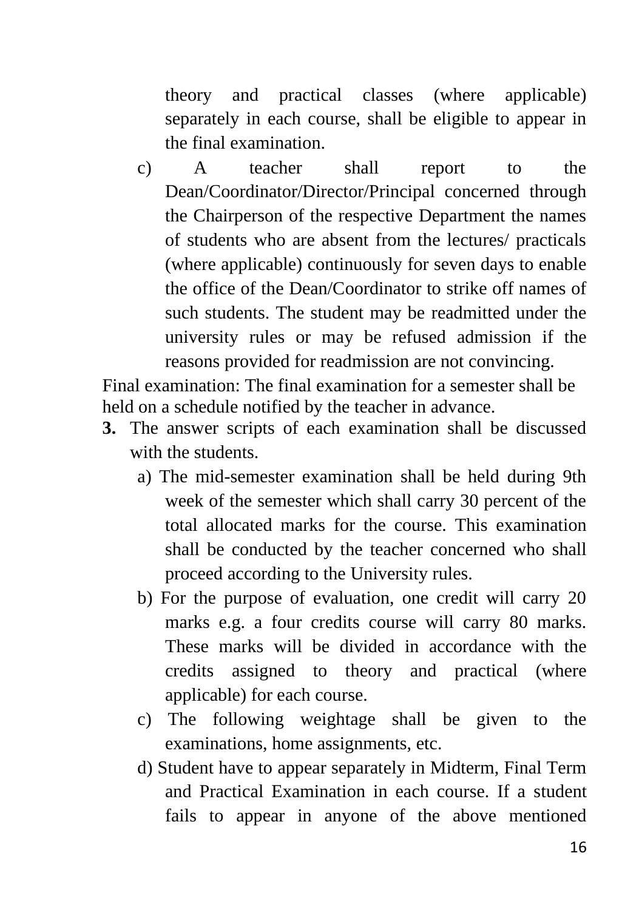theory and practical classes (where applicable) separately in each course, shall be eligible to appear in the final examination.

c) A teacher shall report to the Dean/Coordinator/Director/Principal concerned through the Chairperson of the respective Department the names of students who are absent from the lectures/ practicals (where applicable) continuously for seven days to enable the office of the Dean/Coordinator to strike off names of such students. The student may be readmitted under the university rules or may be refused admission if the reasons provided for readmission are not convincing.

Final examination: The final examination for a semester shall be held on a schedule notified by the teacher in advance.

**3.** The answer scripts of each examination shall be discussed with the students.

a) The mid-semester examination shall be held during 9th week of the semester which shall carry 30 percent of the total allocated marks for the course. This examination shall be conducted by the teacher concerned who shall proceed according to the University rules.

b) For the purpose of evaluation, one credit will carry 20 marks e.g. a four credits course will carry 80 marks. These marks will be divided in accordance with the credits assigned to theory and practical (where applicable) for each course.

c) The following weightage shall be given to the examinations, home assignments, etc.

d) Student have to appear separately in Midterm, Final Term and Practical Examination in each course. If a student fails to appear in anyone of the above mentioned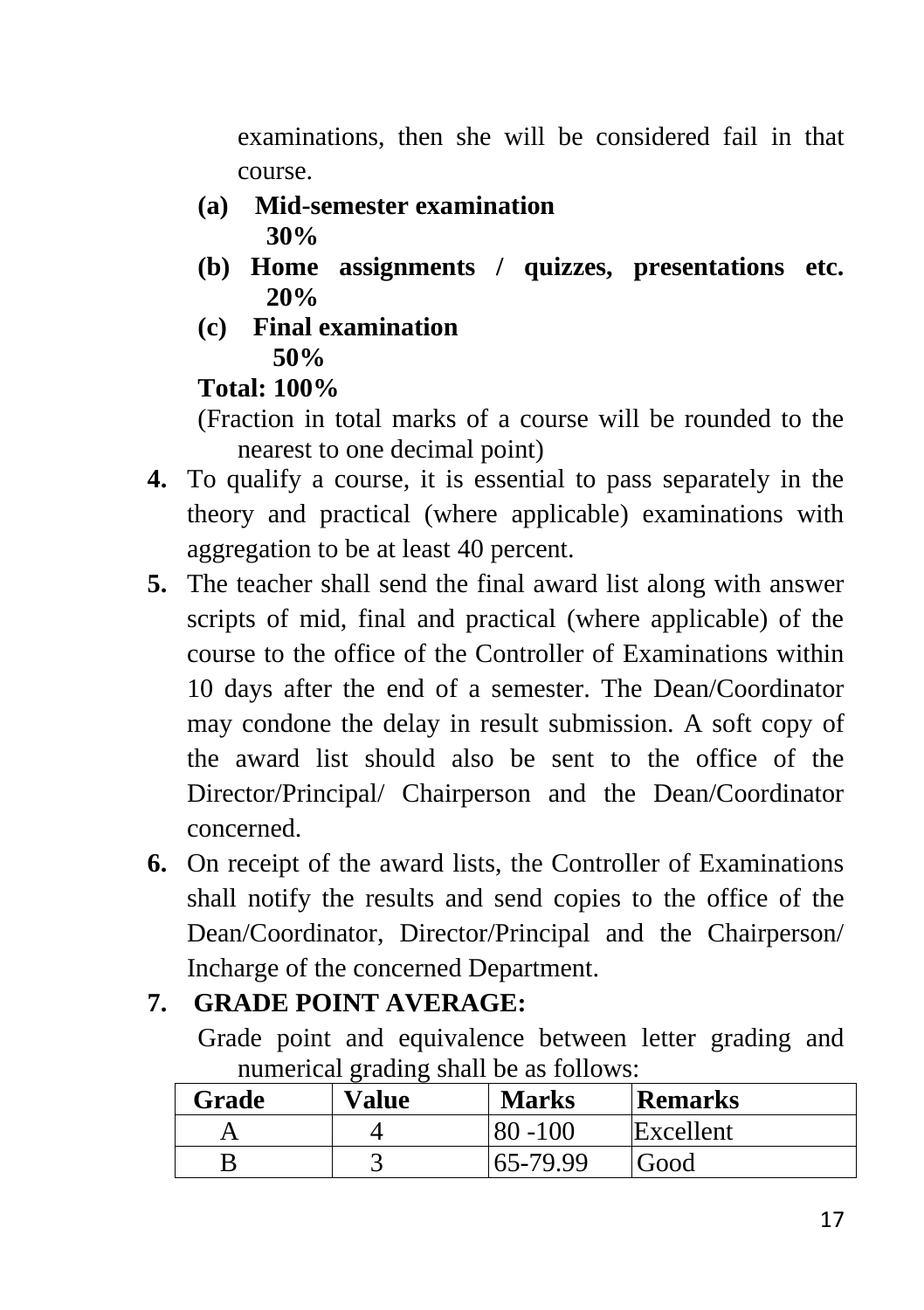examinations, then she will be considered fail in that course.

**(a) Mid-semester examination 30%**

**(b) Home assignments / quizzes, presentations etc. 20%**

**(c) Final examination 50%**

**Total: 100%**

(Fraction in total marks of a course will be rounded to the nearest to one decimal point)

**4.** To qualify a course, it is essential to pass separately in the theory and practical (where applicable) examinations with aggregation to be at least 40 percent.

**5.** The teacher shall send the final award list along with answer scripts of mid, final and practical (where applicable) of the course to the office of the Controller of Examinations within 10 days after the end of a semester. The Dean/Coordinator may condone the delay in result submission. A soft copy of the award list should also be sent to the office of the Director/Principal/ Chairperson and the Dean/Coordinator concerned.

**6.** On receipt of the award lists, the Controller of Examinations shall notify the results and send copies to the office of the Dean/Coordinator, Director/Principal and the Chairperson/ Incharge of the concerned Department.

**7. GRADE POINT AVERAGE:**

Grade point and equivalence between letter grading and numerical grading shall be as follows:

| Grade | Value | Marks | Remarks |
|---|---|---|---|
| A | 4 | 80 -100 | Excellent |
| B | 3 | 65-79.99 | Good |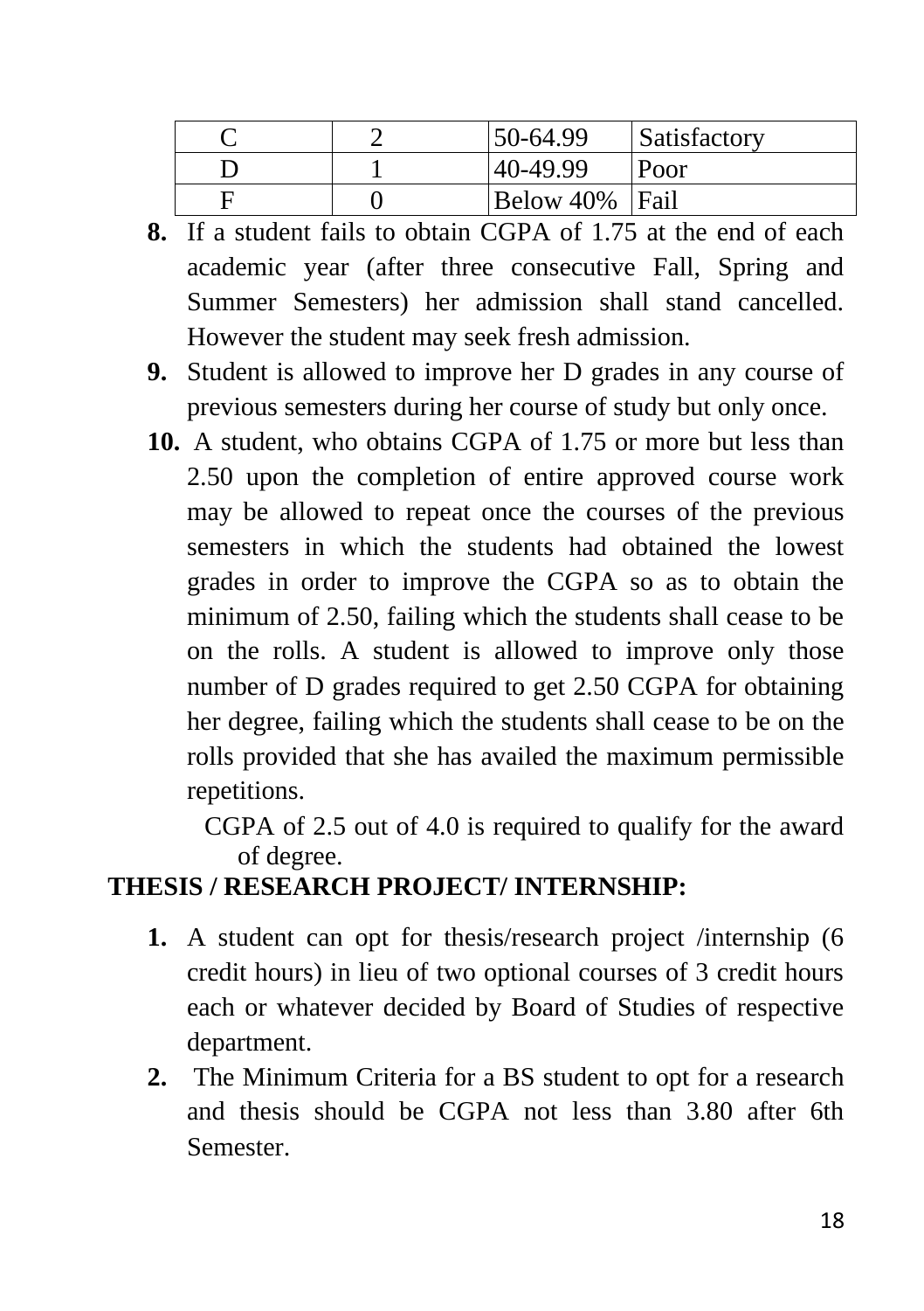| C | 2 | 50-64.99 | Satisfactory |
|---|---|---|---|
| D | 1 | 40-49.99 | Poor |
| F | 0 | Below 40% | Fail |

8. If a student fails to obtain CGPA of 1.75 at the end of each academic year (after three consecutive Fall, Spring and Summer Semesters) her admission shall stand cancelled. However the student may seek fresh admission.
9. Student is allowed to improve her D grades in any course of previous semesters during her course of study but only once.
10. A student, who obtains CGPA of 1.75 or more but less than 2.50 upon the completion of entire approved course work may be allowed to repeat once the courses of the previous semesters in which the students had obtained the lowest grades in order to improve the CGPA so as to obtain the minimum of 2.50, failing which the students shall cease to be on the rolls. A student is allowed to improve only those number of D grades required to get 2.50 CGPA for obtaining her degree, failing which the students shall cease to be on the rolls provided that she has availed the maximum permissible repetitions.

    CGPA of 2.5 out of 4.0 is required to qualify for the award of degree.

**THESIS / RESEARCH PROJECT/ INTERNSHIP:**

1. A student can opt for thesis/research project /internship (6 credit hours) in lieu of two optional courses of 3 credit hours each or whatever decided by Board of Studies of respective department.
2. The Minimum Criteria for a BS student to opt for a research and thesis should be CGPA not less than 3.80 after 6th Semester.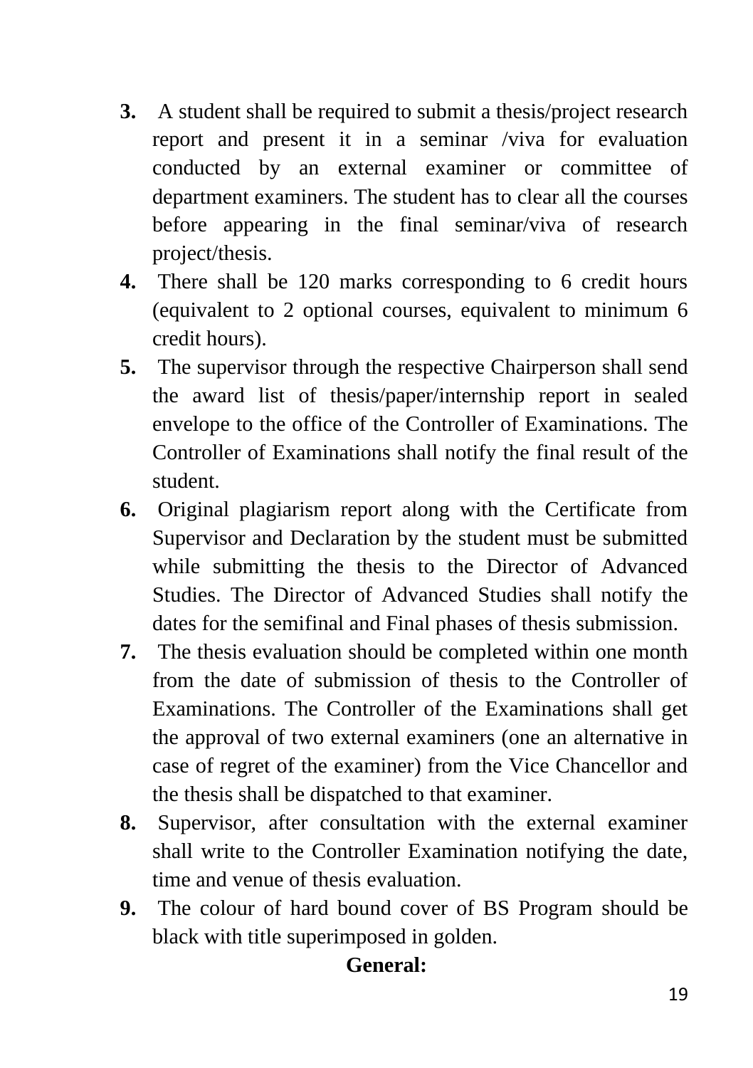3. A student shall be required to submit a thesis/project research report and present it in a seminar /viva for evaluation conducted by an external examiner or committee of department examiners. The student has to clear all the courses before appearing in the final seminar/viva of research project/thesis.
4. There shall be 120 marks corresponding to 6 credit hours (equivalent to 2 optional courses, equivalent to minimum 6 credit hours).
5. The supervisor through the respective Chairperson shall send the award list of thesis/paper/internship report in sealed envelope to the office of the Controller of Examinations. The Controller of Examinations shall notify the final result of the student.
6. Original plagiarism report along with the Certificate from Supervisor and Declaration by the student must be submitted while submitting the thesis to the Director of Advanced Studies. The Director of Advanced Studies shall notify the dates for the semifinal and Final phases of thesis submission.
7. The thesis evaluation should be completed within one month from the date of submission of thesis to the Controller of Examinations. The Controller of the Examinations shall get the approval of two external examiners (one an alternative in case of regret of the examiner) from the Vice Chancellor and the thesis shall be dispatched to that examiner.
8. Supervisor, after consultation with the external examiner shall write to the Controller Examination notifying the date, time and venue of thesis evaluation.
9. The colour of hard bound cover of BS Program should be black with title superimposed in golden.

**General:**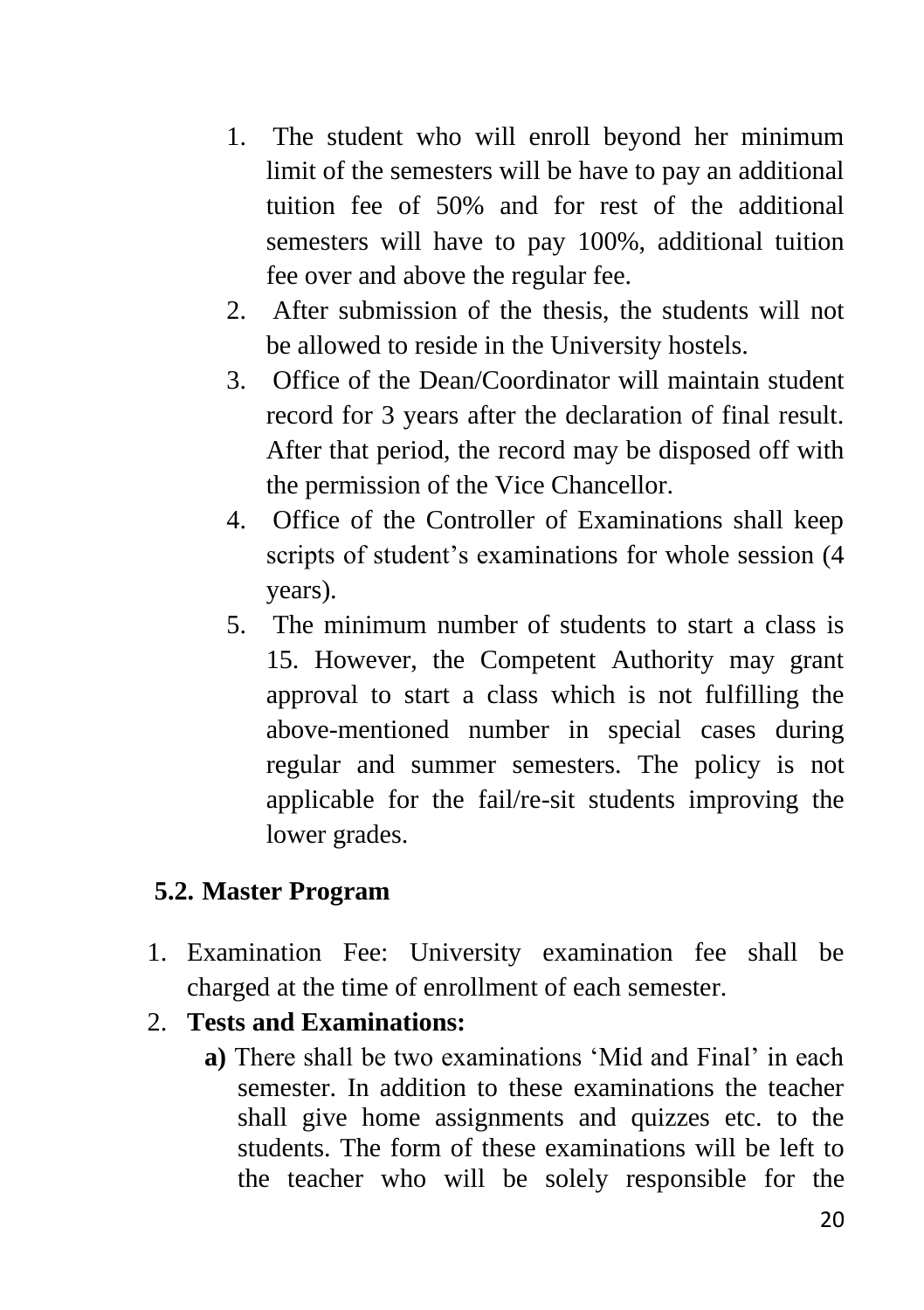1. The student who will enroll beyond her minimum limit of the semesters will be have to pay an additional tuition fee of 50% and for rest of the additional semesters will have to pay 100%, additional tuition fee over and above the regular fee.
2. After submission of the thesis, the students will not be allowed to reside in the University hostels.
3. Office of the Dean/Coordinator will maintain student record for 3 years after the declaration of final result. After that period, the record may be disposed off with the permission of the Vice Chancellor.
4. Office of the Controller of Examinations shall keep scripts of student's examinations for whole session (4 years).
5. The minimum number of students to start a class is 15. However, the Competent Authority may grant approval to start a class which is not fulfilling the above-mentioned number in special cases during regular and summer semesters. The policy is not applicable for the fail/re-sit students improving the lower grades.

## 5.2. Master Program

1. Examination Fee: University examination fee shall be charged at the time of enrollment of each semester.
2. **Tests and Examinations:**

   **a)** There shall be two examinations 'Mid and Final' in each semester. In addition to these examinations the teacher shall give home assignments and quizzes etc. to the students. The form of these examinations will be left to the teacher who will be solely responsible for the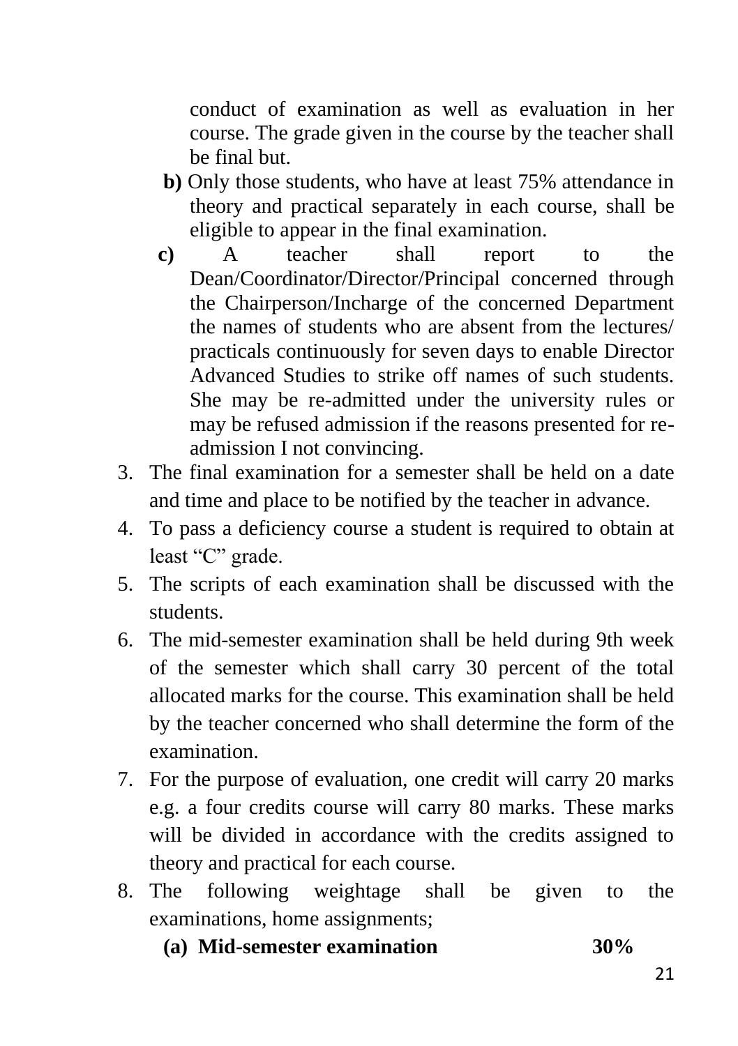conduct of examination as well as evaluation in her course. The grade given in the course by the teacher shall be final but.

**b)** Only those students, who have at least 75% attendance in theory and practical separately in each course, shall be eligible to appear in the final examination.

**c)** A teacher shall report to the Dean/Coordinator/Director/Principal concerned through the Chairperson/Incharge of the concerned Department the names of students who are absent from the lectures/ practicals continuously for seven days to enable Director Advanced Studies to strike off names of such students. She may be re-admitted under the university rules or may be refused admission if the reasons presented for re-admission I not convincing.

3. The final examination for a semester shall be held on a date and time and place to be notified by the teacher in advance.
4. To pass a deficiency course a student is required to obtain at least "C" grade.
5. The scripts of each examination shall be discussed with the students.
6. The mid-semester examination shall be held during 9th week of the semester which shall carry 30 percent of the total allocated marks for the course. This examination shall be held by the teacher concerned who shall determine the form of the examination.
7. For the purpose of evaluation, one credit will carry 20 marks e.g. a four credits course will carry 80 marks. These marks will be divided in accordance with the credits assigned to theory and practical for each course.
8. The following weightage shall be given to the examinations, home assignments;

   **(a) Mid-semester examination 30%**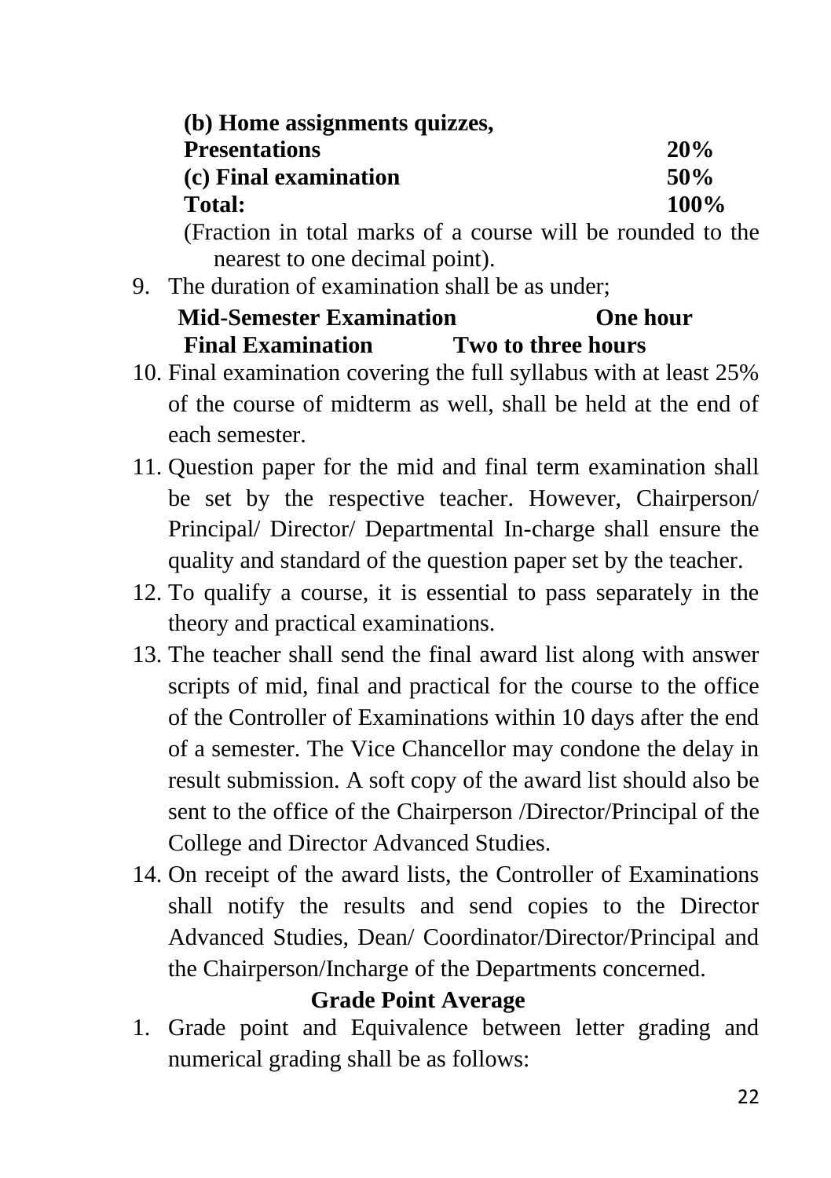**(b) Home assignments quizzes, Presentations** **20%**

**(c) Final examination** **50%**

**Total:** **100%**

(Fraction in total marks of a course will be rounded to the nearest to one decimal point).

9. The duration of examination shall be as under;

| | |
|---|---|
| **Mid-Semester Examination** | **One hour** |
| **Final Examination** | **Two to three hours** |

10. Final examination covering the full syllabus with at least 25% of the course of midterm as well, shall be held at the end of each semester.
11. Question paper for the mid and final term examination shall be set by the respective teacher. However, Chairperson/ Principal/ Director/ Departmental In-charge shall ensure the quality and standard of the question paper set by the teacher.
12. To qualify a course, it is essential to pass separately in the theory and practical examinations.
13. The teacher shall send the final award list along with answer scripts of mid, final and practical for the course to the office of the Controller of Examinations within 10 days after the end of a semester. The Vice Chancellor may condone the delay in result submission. A soft copy of the award list should also be sent to the office of the Chairperson /Director/Principal of the College and Director Advanced Studies.
14. On receipt of the award lists, the Controller of Examinations shall notify the results and send copies to the Director Advanced Studies, Dean/ Coordinator/Director/Principal and the Chairperson/Incharge of the Departments concerned.

## Grade Point Average

1. Grade point and Equivalence between letter grading and numerical grading shall be as follows: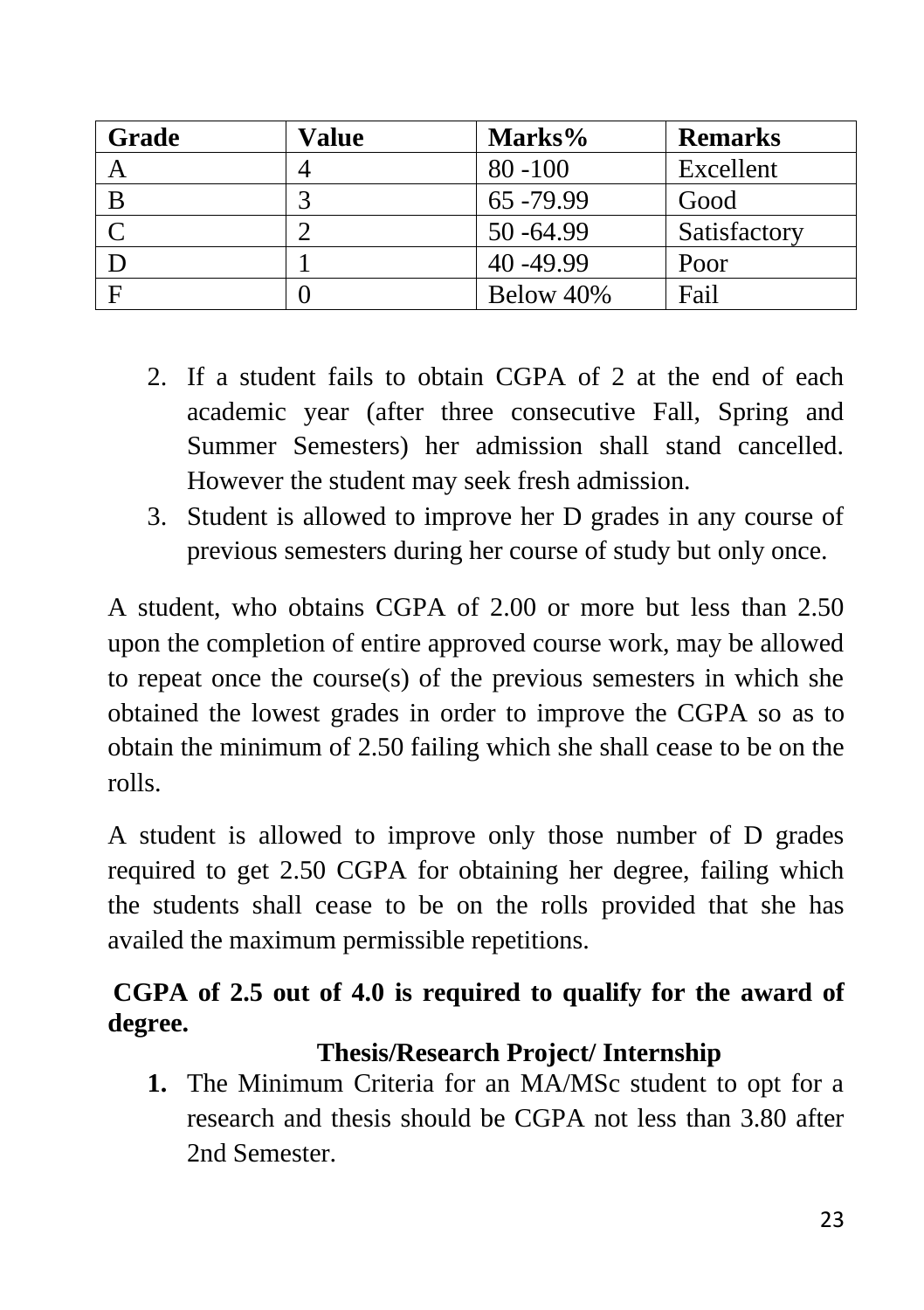| Grade | Value | Marks% | Remarks |
|---|---|---|---|
| A | 4 | 80 -100 | Excellent |
| B | 3 | 65 -79.99 | Good |
| C | 2 | 50 -64.99 | Satisfactory |
| D | 1 | 40 -49.99 | Poor |
| F | 0 | Below 40% | Fail |

2. If a student fails to obtain CGPA of 2 at the end of each academic year (after three consecutive Fall, Spring and Summer Semesters) her admission shall stand cancelled. However the student may seek fresh admission.
3. Student is allowed to improve her D grades in any course of previous semesters during her course of study but only once.

A student, who obtains CGPA of 2.00 or more but less than 2.50 upon the completion of entire approved course work, may be allowed to repeat once the course(s) of the previous semesters in which she obtained the lowest grades in order to improve the CGPA so as to obtain the minimum of 2.50 failing which she shall cease to be on the rolls.

A student is allowed to improve only those number of D grades required to get 2.50 CGPA for obtaining her degree, failing which the students shall cease to be on the rolls provided that she has availed the maximum permissible repetitions.

**CGPA of 2.5 out of 4.0 is required to qualify for the award of degree.**

### Thesis/Research Project/ Internship

1. The Minimum Criteria for an MA/MSc student to opt for a research and thesis should be CGPA not less than 3.80 after 2nd Semester.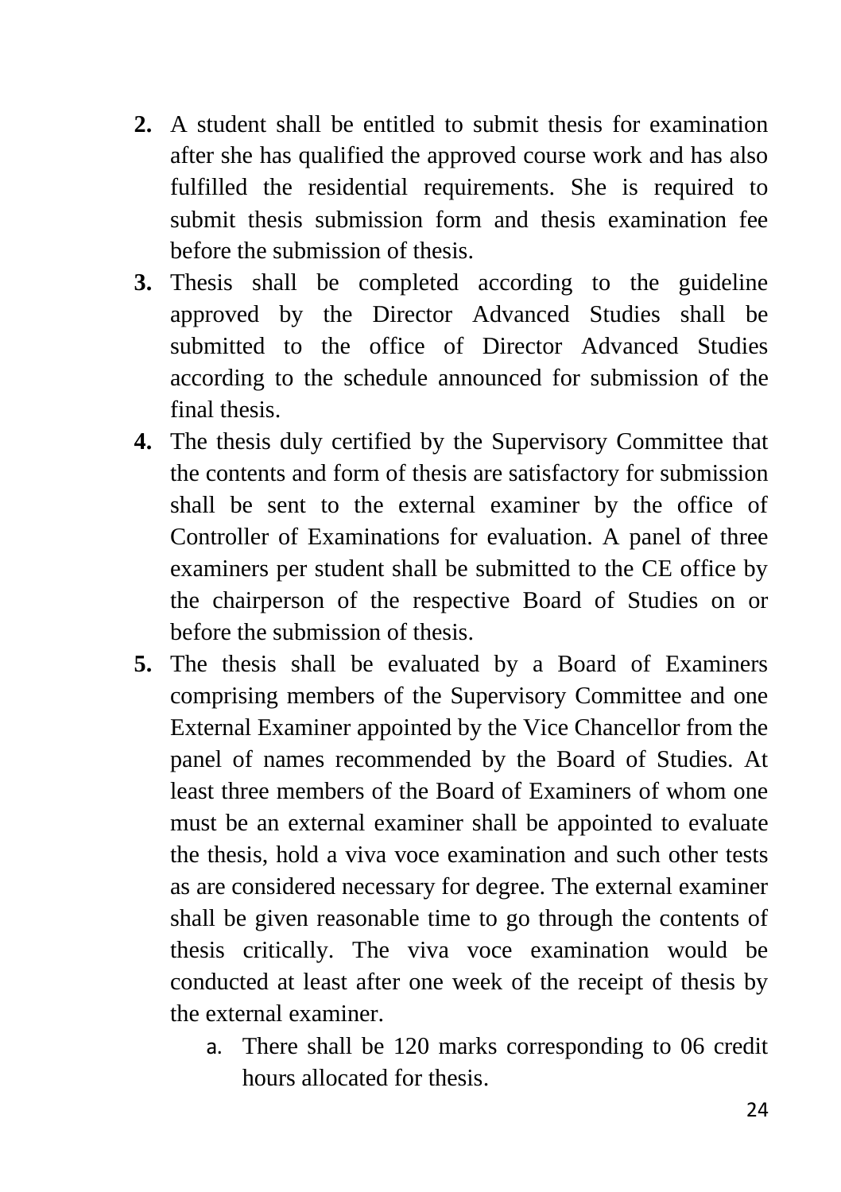2. A student shall be entitled to submit thesis for examination after she has qualified the approved course work and has also fulfilled the residential requirements. She is required to submit thesis submission form and thesis examination fee before the submission of thesis.
3. Thesis shall be completed according to the guideline approved by the Director Advanced Studies shall be submitted to the office of Director Advanced Studies according to the schedule announced for submission of the final thesis.
4. The thesis duly certified by the Supervisory Committee that the contents and form of thesis are satisfactory for submission shall be sent to the external examiner by the office of Controller of Examinations for evaluation. A panel of three examiners per student shall be submitted to the CE office by the chairperson of the respective Board of Studies on or before the submission of thesis.
5. The thesis shall be evaluated by a Board of Examiners comprising members of the Supervisory Committee and one External Examiner appointed by the Vice Chancellor from the panel of names recommended by the Board of Studies. At least three members of the Board of Examiners of whom one must be an external examiner shall be appointed to evaluate the thesis, hold a viva voce examination and such other tests as are considered necessary for degree. The external examiner shall be given reasonable time to go through the contents of thesis critically. The viva voce examination would be conducted at least after one week of the receipt of thesis by the external examiner.
   a. There shall be 120 marks corresponding to 06 credit hours allocated for thesis.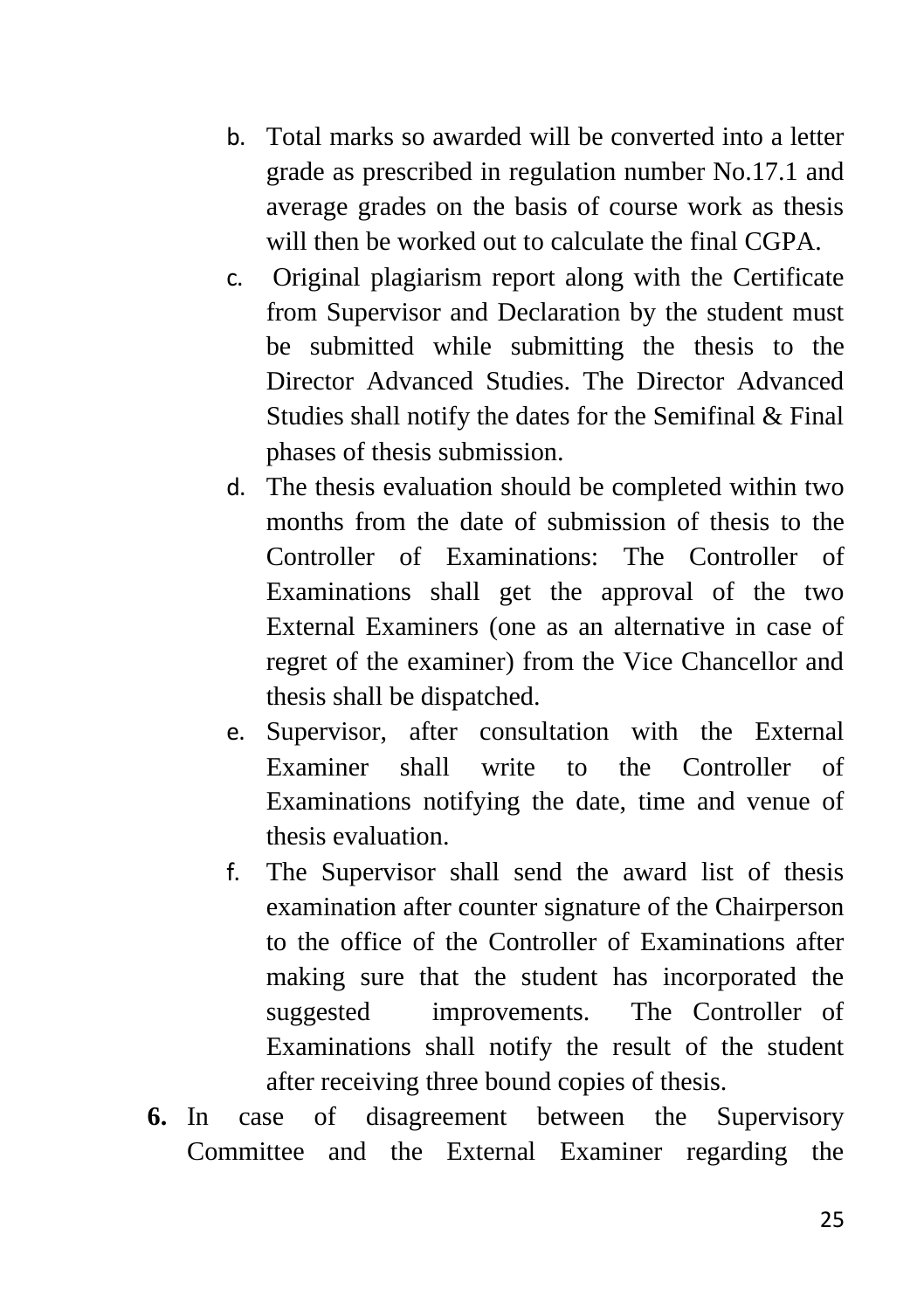b. Total marks so awarded will be converted into a letter grade as prescribed in regulation number No.17.1 and average grades on the basis of course work as thesis will then be worked out to calculate the final CGPA.
c. Original plagiarism report along with the Certificate from Supervisor and Declaration by the student must be submitted while submitting the thesis to the Director Advanced Studies. The Director Advanced Studies shall notify the dates for the Semifinal & Final phases of thesis submission.
d. The thesis evaluation should be completed within two months from the date of submission of thesis to the Controller of Examinations: The Controller of Examinations shall get the approval of the two External Examiners (one as an alternative in case of regret of the examiner) from the Vice Chancellor and thesis shall be dispatched.
e. Supervisor, after consultation with the External Examiner shall write to the Controller of Examinations notifying the date, time and venue of thesis evaluation.
f. The Supervisor shall send the award list of thesis examination after counter signature of the Chairperson to the office of the Controller of Examinations after making sure that the student has incorporated the suggested improvements. The Controller of Examinations shall notify the result of the student after receiving three bound copies of thesis.

**6.** In case of disagreement between the Supervisory Committee and the External Examiner regarding the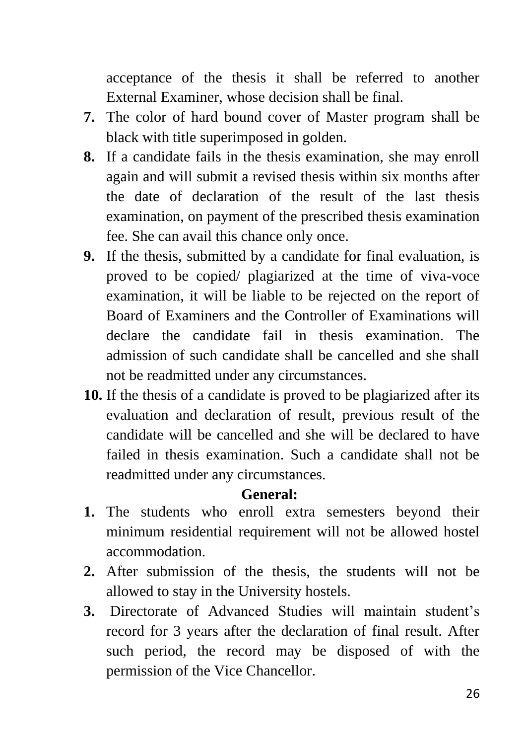acceptance of the thesis it shall be referred to another External Examiner, whose decision shall be final.

7. The color of hard bound cover of Master program shall be black with title superimposed in golden.
8. If a candidate fails in the thesis examination, she may enroll again and will submit a revised thesis within six months after the date of declaration of the result of the last thesis examination, on payment of the prescribed thesis examination fee. She can avail this chance only once.
9. If the thesis, submitted by a candidate for final evaluation, is proved to be copied/ plagiarized at the time of viva-voce examination, it will be liable to be rejected on the report of Board of Examiners and the Controller of Examinations will declare the candidate fail in thesis examination. The admission of such candidate shall be cancelled and she shall not be readmitted under any circumstances.
10. If the thesis of a candidate is proved to be plagiarized after its evaluation and declaration of result, previous result of the candidate will be cancelled and she will be declared to have failed in thesis examination. Such a candidate shall not be readmitted under any circumstances.

**General:**

1. The students who enroll extra semesters beyond their minimum residential requirement will not be allowed hostel accommodation.
2. After submission of the thesis, the students will not be allowed to stay in the University hostels.
3. Directorate of Advanced Studies will maintain student's record for 3 years after the declaration of final result. After such period, the record may be disposed of with the permission of the Vice Chancellor.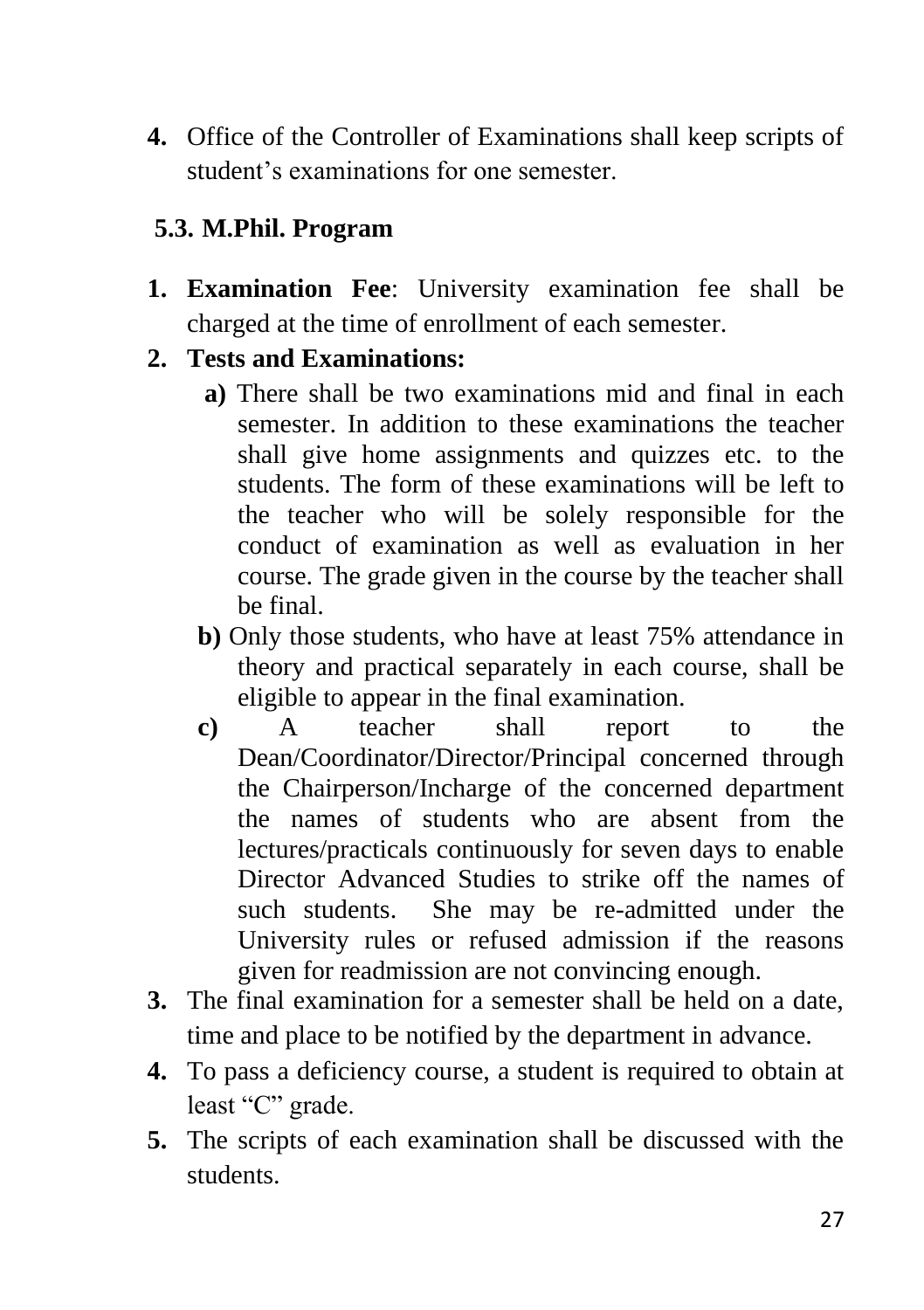4. Office of the Controller of Examinations shall keep scripts of student's examinations for one semester.

### 5.3. M.Phil. Program

1. **Examination Fee**: University examination fee shall be charged at the time of enrollment of each semester.
2. **Tests and Examinations:**
   - **a)** There shall be two examinations mid and final in each semester. In addition to these examinations the teacher shall give home assignments and quizzes etc. to the students. The form of these examinations will be left to the teacher who will be solely responsible for the conduct of examination as well as evaluation in her course. The grade given in the course by the teacher shall be final.
   - **b)** Only those students, who have at least 75% attendance in theory and practical separately in each course, shall be eligible to appear in the final examination.
   - **c)** A teacher shall report to the Dean/Coordinator/Director/Principal concerned through the Chairperson/Incharge of the concerned department the names of students who are absent from the lectures/practicals continuously for seven days to enable Director Advanced Studies to strike off the names of such students. She may be re-admitted under the University rules or refused admission if the reasons given for readmission are not convincing enough.
3. The final examination for a semester shall be held on a date, time and place to be notified by the department in advance.
4. To pass a deficiency course, a student is required to obtain at least "C" grade.
5. The scripts of each examination shall be discussed with the students.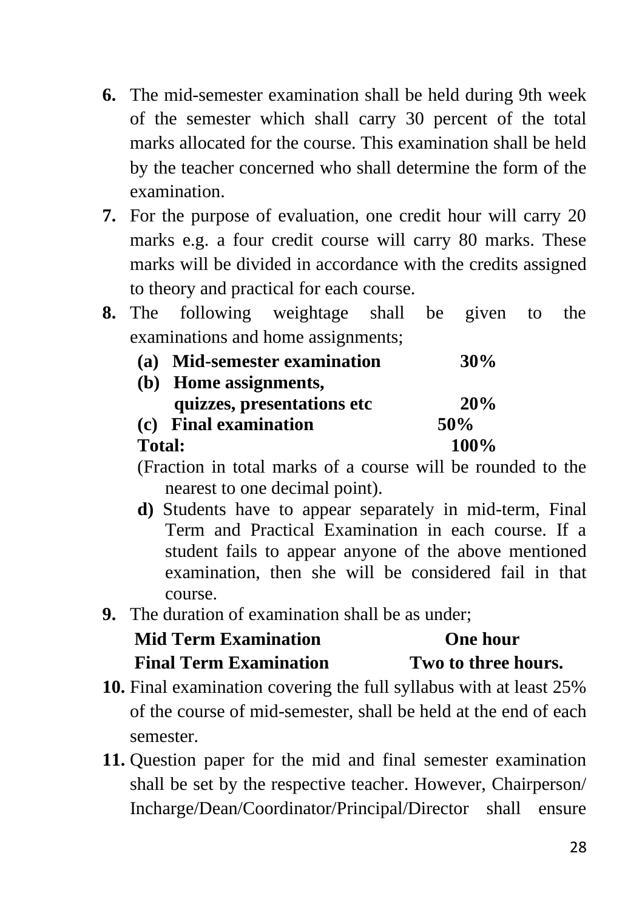6. The mid-semester examination shall be held during 9th week of the semester which shall carry 30 percent of the total marks allocated for the course. This examination shall be held by the teacher concerned who shall determine the form of the examination.
7. For the purpose of evaluation, one credit hour will carry 20 marks e.g. a four credit course will carry 80 marks. These marks will be divided in accordance with the credits assigned to theory and practical for each course.
8. The following weightage shall be given to the examinations and home assignments;

| | |
|---|---|
| **(a) Mid-semester examination** | **30%** |
| **(b) Home assignments, quizzes, presentations etc** | **20%** |
| **(c) Final examination** | **50%** |
| **Total:** | **100%** |

(Fraction in total marks of a course will be rounded to the nearest to one decimal point).

**d)** Students have to appear separately in mid-term, Final Term and Practical Examination in each course. If a student fails to appear anyone of the above mentioned examination, then she will be considered fail in that course.

9. The duration of examination shall be as under;

| | |
|---|---|
| **Mid Term Examination** | **One hour** |
| **Final Term Examination** | **Two to three hours.** |

10. Final examination covering the full syllabus with at least 25% of the course of mid-semester, shall be held at the end of each semester.
11. Question paper for the mid and final semester examination shall be set by the respective teacher. However, Chairperson/ Incharge/Dean/Coordinator/Principal/Director shall ensure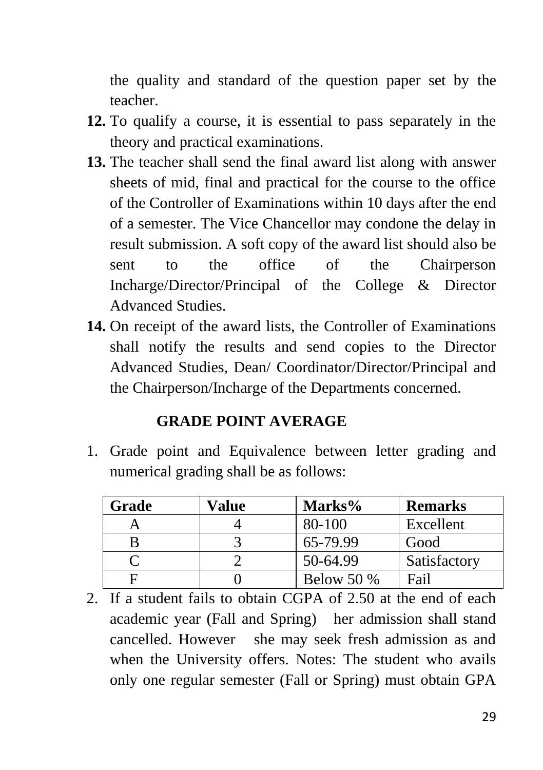the quality and standard of the question paper set by the teacher.

**12.** To qualify a course, it is essential to pass separately in the theory and practical examinations.

**13.** The teacher shall send the final award list along with answer sheets of mid, final and practical for the course to the office of the Controller of Examinations within 10 days after the end of a semester. The Vice Chancellor may condone the delay in result submission. A soft copy of the award list should also be sent to the office of the Chairperson Incharge/Director/Principal of the College & Director Advanced Studies.

**14.** On receipt of the award lists, the Controller of Examinations shall notify the results and send copies to the Director Advanced Studies, Dean/ Coordinator/Director/Principal and the Chairperson/Incharge of the Departments concerned.

## GRADE POINT AVERAGE

1. Grade point and Equivalence between letter grading and numerical grading shall be as follows:

| Grade | Value | Marks% | Remarks |
|---|---|---|---|
| A | 4 | 80-100 | Excellent |
| B | 3 | 65-79.99 | Good |
| C | 2 | 50-64.99 | Satisfactory |
| F | 0 | Below 50 % | Fail |

2. If a student fails to obtain CGPA of 2.50 at the end of each academic year (Fall and Spring) her admission shall stand cancelled. However she may seek fresh admission as and when the University offers. Notes: The student who avails only one regular semester (Fall or Spring) must obtain GPA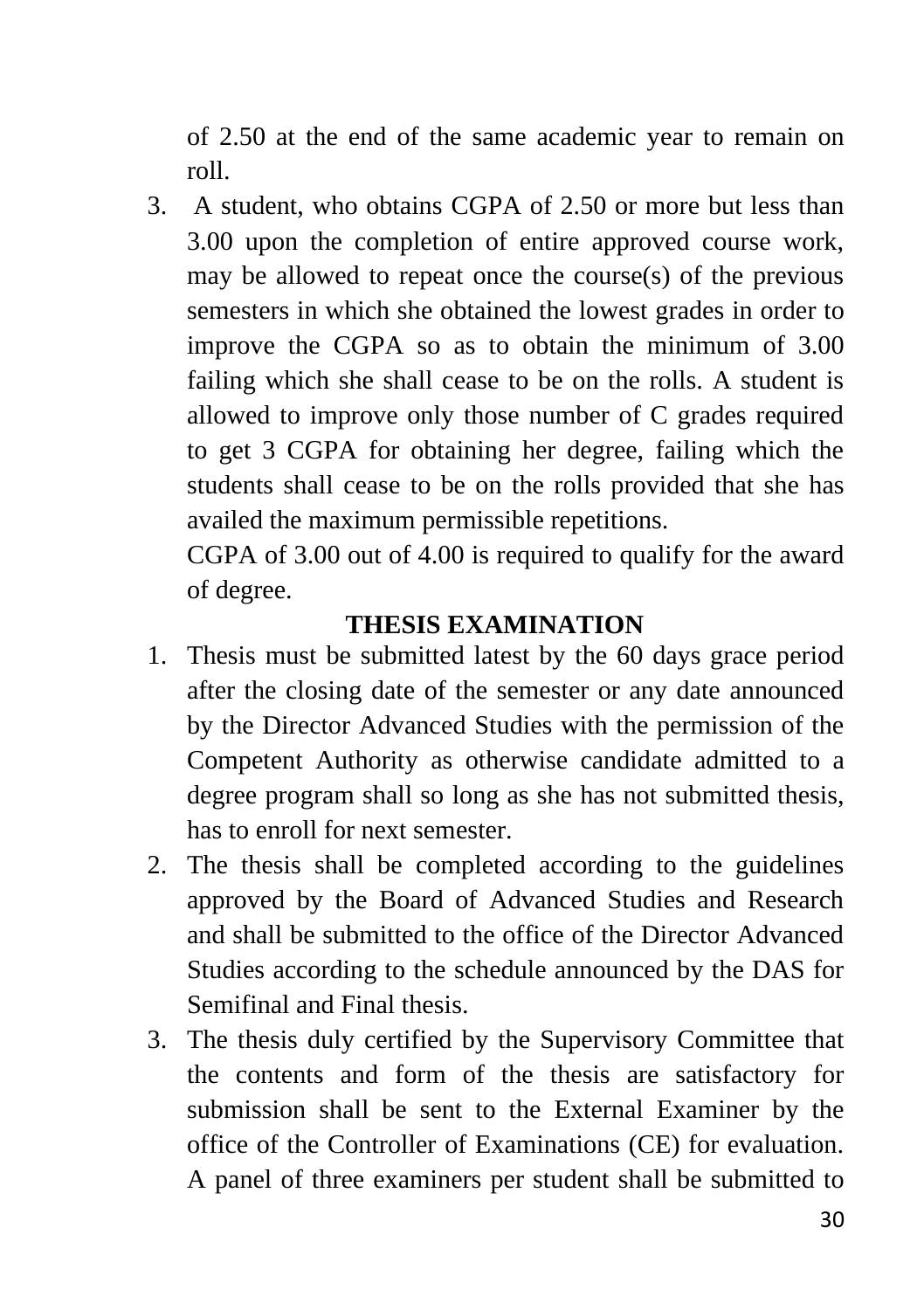of 2.50 at the end of the same academic year to remain on roll.

3. A student, who obtains CGPA of 2.50 or more but less than 3.00 upon the completion of entire approved course work, may be allowed to repeat once the course(s) of the previous semesters in which she obtained the lowest grades in order to improve the CGPA so as to obtain the minimum of 3.00 failing which she shall cease to be on the rolls. A student is allowed to improve only those number of C grades required to get 3 CGPA for obtaining her degree, failing which the students shall cease to be on the rolls provided that she has availed the maximum permissible repetitions.

   CGPA of 3.00 out of 4.00 is required to qualify for the award of degree.

**THESIS EXAMINATION**

1. Thesis must be submitted latest by the 60 days grace period after the closing date of the semester or any date announced by the Director Advanced Studies with the permission of the Competent Authority as otherwise candidate admitted to a degree program shall so long as she has not submitted thesis, has to enroll for next semester.
2. The thesis shall be completed according to the guidelines approved by the Board of Advanced Studies and Research and shall be submitted to the office of the Director Advanced Studies according to the schedule announced by the DAS for Semifinal and Final thesis.
3. The thesis duly certified by the Supervisory Committee that the contents and form of the thesis are satisfactory for submission shall be sent to the External Examiner by the office of the Controller of Examinations (CE) for evaluation. A panel of three examiners per student shall be submitted to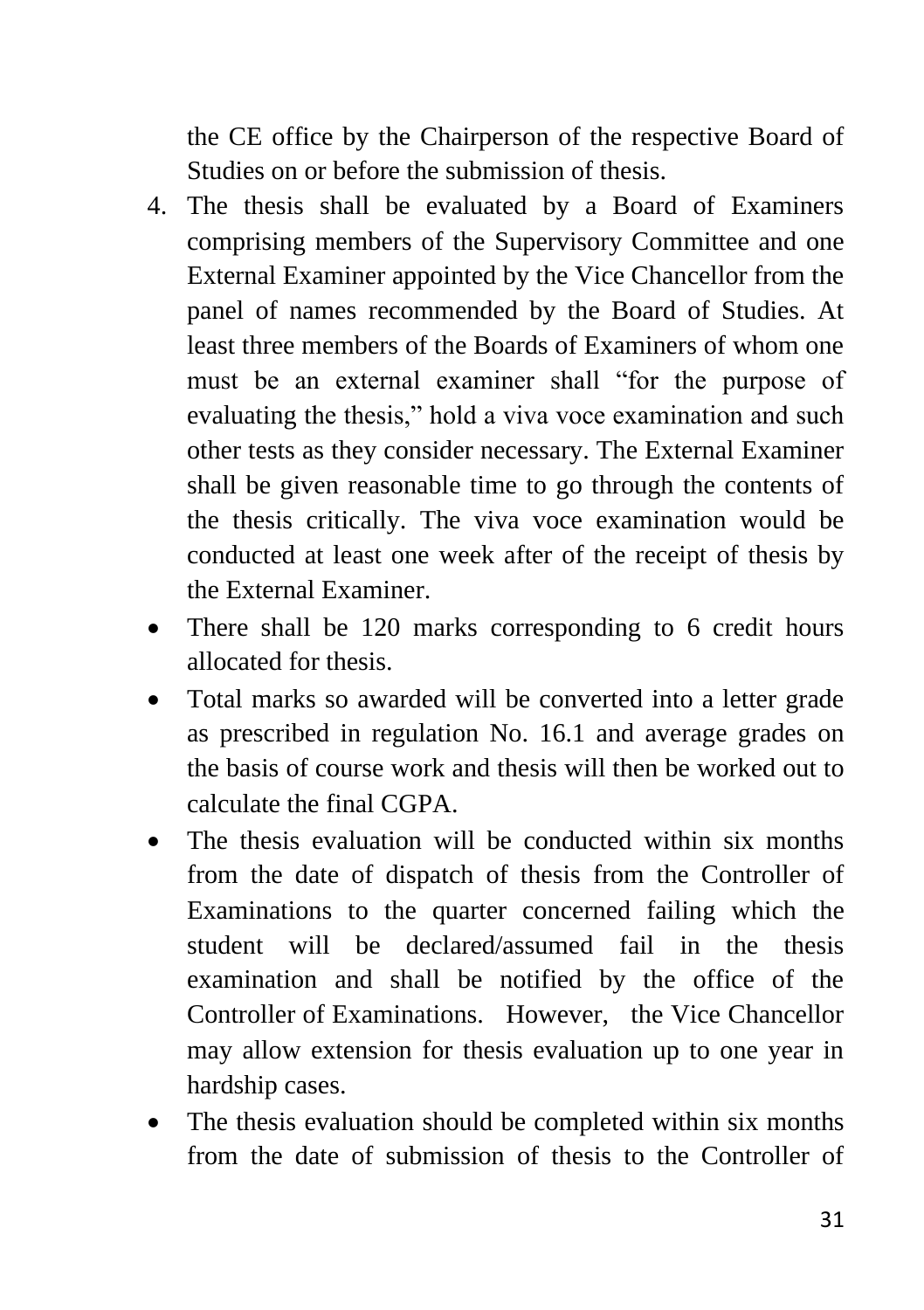the CE office by the Chairperson of the respective Board of Studies on or before the submission of thesis.

4. The thesis shall be evaluated by a Board of Examiners comprising members of the Supervisory Committee and one External Examiner appointed by the Vice Chancellor from the panel of names recommended by the Board of Studies. At least three members of the Boards of Examiners of whom one must be an external examiner shall "for the purpose of evaluating the thesis," hold a viva voce examination and such other tests as they consider necessary. The External Examiner shall be given reasonable time to go through the contents of the thesis critically. The viva voce examination would be conducted at least one week after of the receipt of thesis by the External Examiner.

- There shall be 120 marks corresponding to 6 credit hours allocated for thesis.
- Total marks so awarded will be converted into a letter grade as prescribed in regulation No. 16.1 and average grades on the basis of course work and thesis will then be worked out to calculate the final CGPA.
- The thesis evaluation will be conducted within six months from the date of dispatch of thesis from the Controller of Examinations to the quarter concerned failing which the student will be declared/assumed fail in the thesis examination and shall be notified by the office of the Controller of Examinations. However, the Vice Chancellor may allow extension for thesis evaluation up to one year in hardship cases.
- The thesis evaluation should be completed within six months from the date of submission of thesis to the Controller of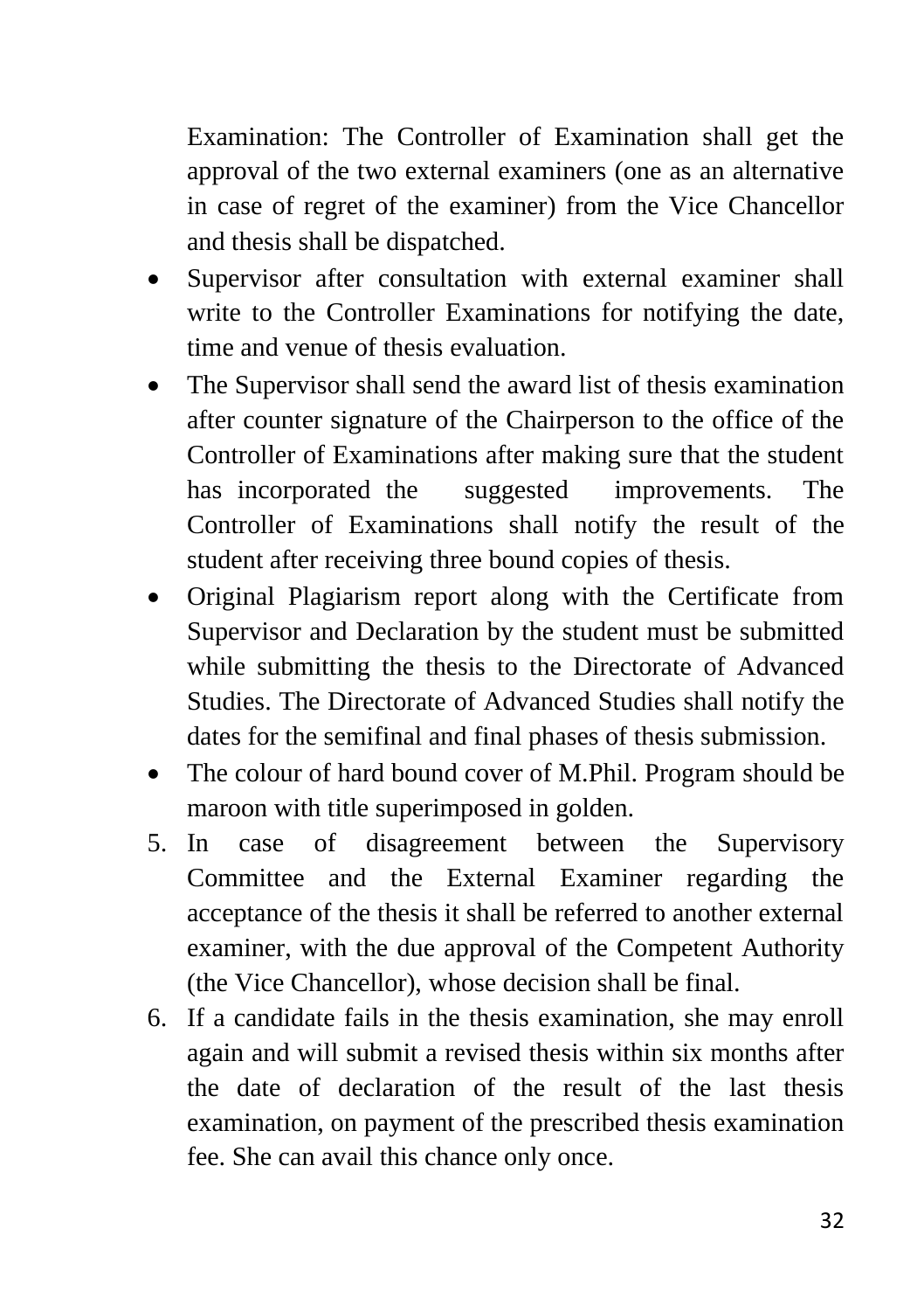Examination: The Controller of Examination shall get the approval of the two external examiners (one as an alternative in case of regret of the examiner) from the Vice Chancellor and thesis shall be dispatched.

- Supervisor after consultation with external examiner shall write to the Controller Examinations for notifying the date, time and venue of thesis evaluation.
- The Supervisor shall send the award list of thesis examination after counter signature of the Chairperson to the office of the Controller of Examinations after making sure that the student has incorporated the suggested improvements. The Controller of Examinations shall notify the result of the student after receiving three bound copies of thesis.
- Original Plagiarism report along with the Certificate from Supervisor and Declaration by the student must be submitted while submitting the thesis to the Directorate of Advanced Studies. The Directorate of Advanced Studies shall notify the dates for the semifinal and final phases of thesis submission.
- The colour of hard bound cover of M.Phil. Program should be maroon with title superimposed in golden.

5. In case of disagreement between the Supervisory Committee and the External Examiner regarding the acceptance of the thesis it shall be referred to another external examiner, with the due approval of the Competent Authority (the Vice Chancellor), whose decision shall be final.
6. If a candidate fails in the thesis examination, she may enroll again and will submit a revised thesis within six months after the date of declaration of the result of the last thesis examination, on payment of the prescribed thesis examination fee. She can avail this chance only once.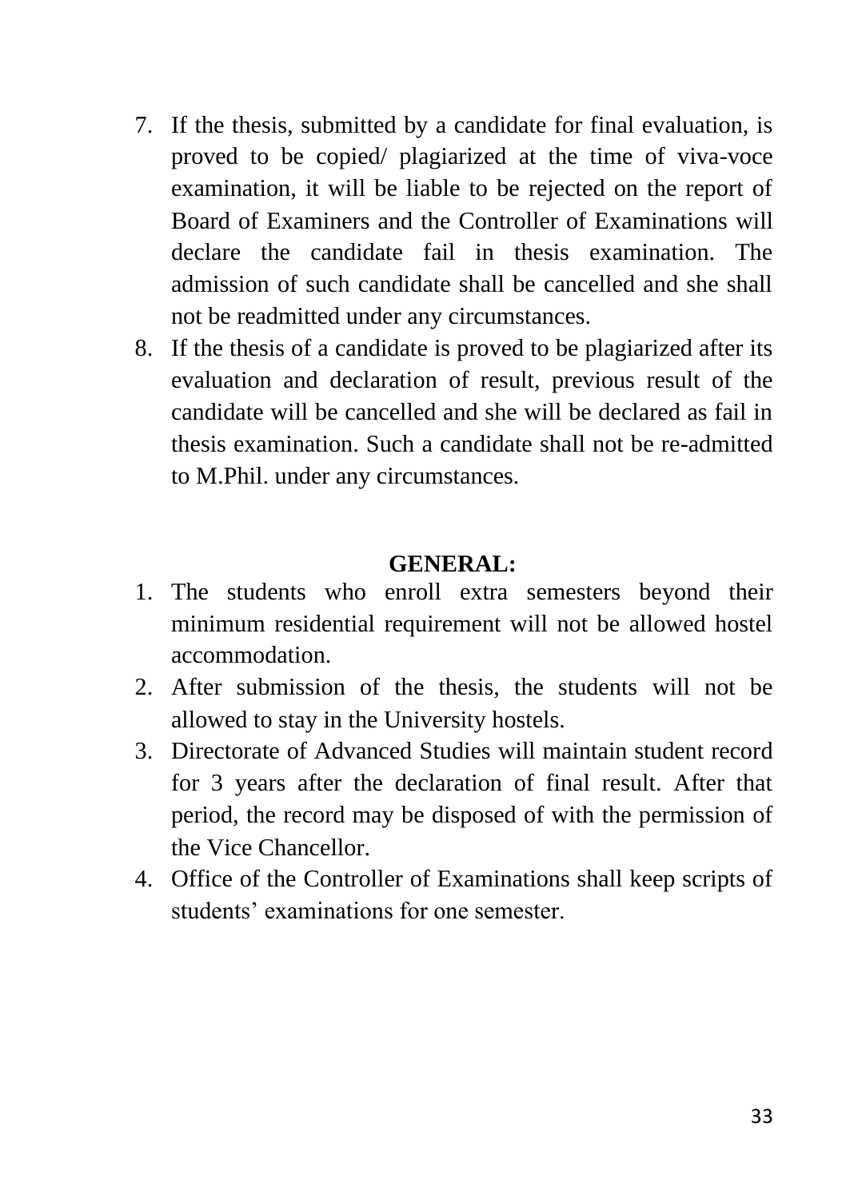7. If the thesis, submitted by a candidate for final evaluation, is proved to be copied/ plagiarized at the time of viva-voce examination, it will be liable to be rejected on the report of Board of Examiners and the Controller of Examinations will declare the candidate fail in thesis examination. The admission of such candidate shall be cancelled and she shall not be readmitted under any circumstances.
8. If the thesis of a candidate is proved to be plagiarized after its evaluation and declaration of result, previous result of the candidate will be cancelled and she will be declared as fail in thesis examination. Such a candidate shall not be re-admitted to M.Phil. under any circumstances.

## GENERAL:

1. The students who enroll extra semesters beyond their minimum residential requirement will not be allowed hostel accommodation.
2. After submission of the thesis, the students will not be allowed to stay in the University hostels.
3. Directorate of Advanced Studies will maintain student record for 3 years after the declaration of final result. After that period, the record may be disposed of with the permission of the Vice Chancellor.
4. Office of the Controller of Examinations shall keep scripts of students' examinations for one semester.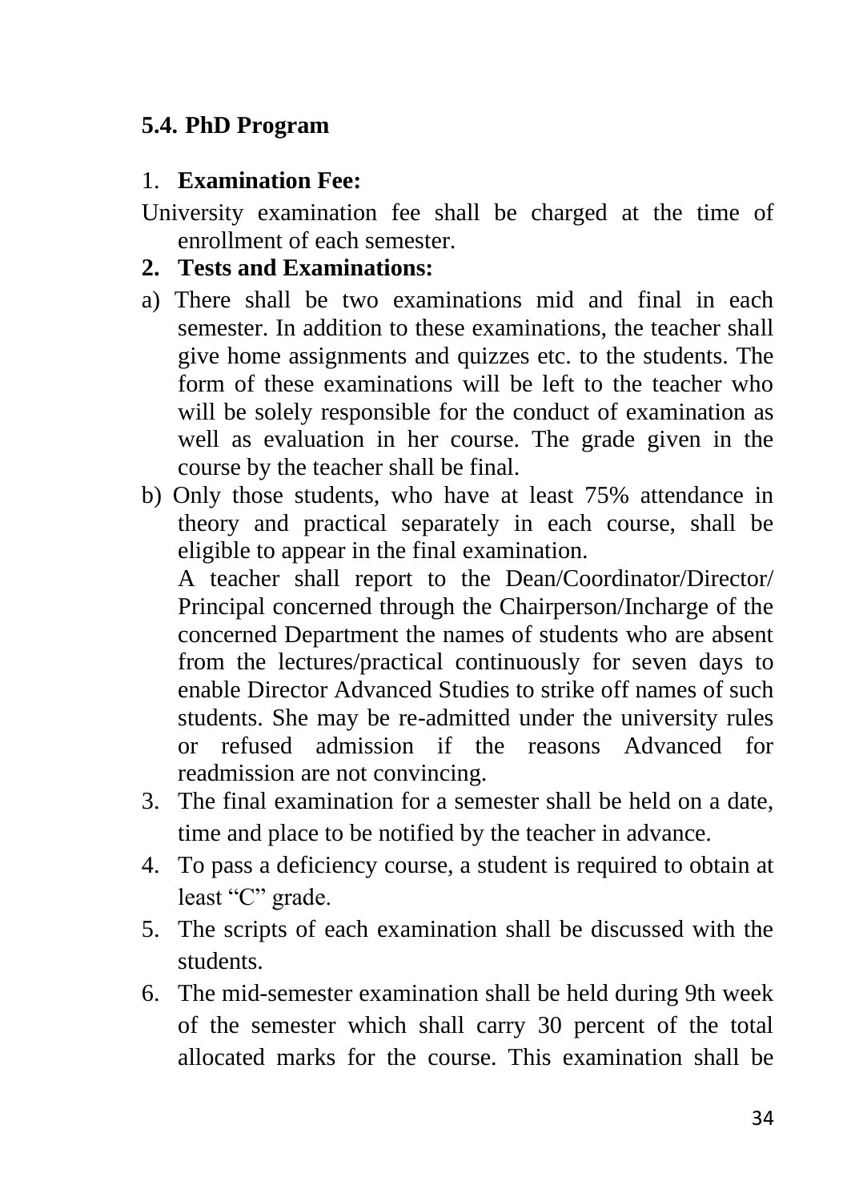### 5.4. PhD Program

1. **Examination Fee:**

University examination fee shall be charged at the time of enrollment of each semester.

2. **Tests and Examinations:**

a) There shall be two examinations mid and final in each semester. In addition to these examinations, the teacher shall give home assignments and quizzes etc. to the students. The form of these examinations will be left to the teacher who will be solely responsible for the conduct of examination as well as evaluation in her course. The grade given in the course by the teacher shall be final.

b) Only those students, who have at least 75% attendance in theory and practical separately in each course, shall be eligible to appear in the final examination.

   A teacher shall report to the Dean/Coordinator/Director/ Principal concerned through the Chairperson/Incharge of the concerned Department the names of students who are absent from the lectures/practical continuously for seven days to enable Director Advanced Studies to strike off names of such students. She may be re-admitted under the university rules or refused admission if the reasons Advanced for readmission are not convincing.

3. The final examination for a semester shall be held on a date, time and place to be notified by the teacher in advance.
4. To pass a deficiency course, a student is required to obtain at least “C” grade.
5. The scripts of each examination shall be discussed with the students.
6. The mid-semester examination shall be held during 9th week of the semester which shall carry 30 percent of the total allocated marks for the course. This examination shall be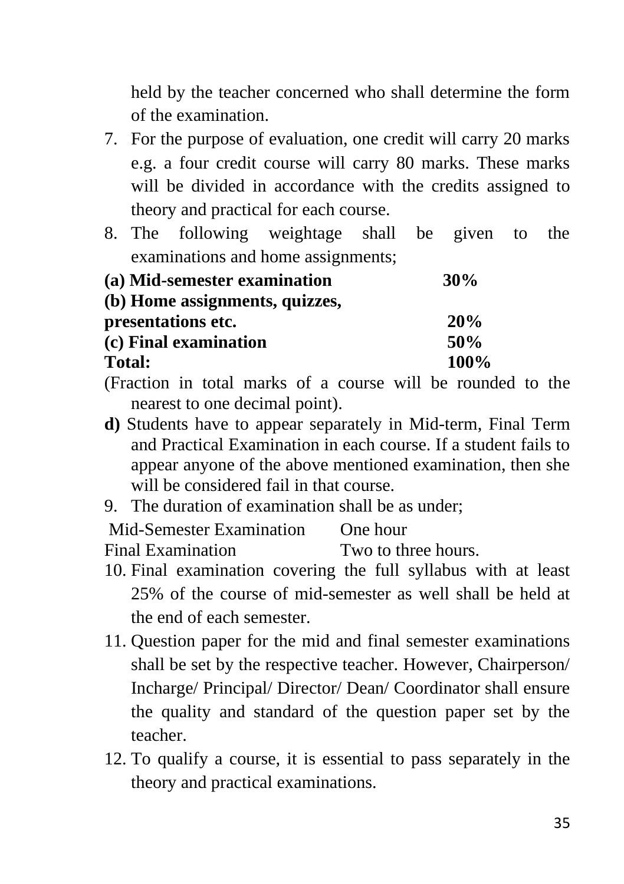held by the teacher concerned who shall determine the form of the examination.

7. For the purpose of evaluation, one credit will carry 20 marks e.g. a four credit course will carry 80 marks. These marks will be divided in accordance with the credits assigned to theory and practical for each course.
8. The following weightage shall be given to the examinations and home assignments;

| | |
|---|---|
| **(a) Mid-semester examination** | **30%** |
| **(b) Home assignments, quizzes, presentations etc.** | **20%** |
| **(c) Final examination** | **50%** |
| **Total:** | **100%** |

(Fraction in total marks of a course will be rounded to the nearest to one decimal point).

**d)** Students have to appear separately in Mid-term, Final Term and Practical Examination in each course. If a student fails to appear anyone of the above mentioned examination, then she will be considered fail in that course.

9. The duration of examination shall be as under;

| | |
|---|---|
| Mid-Semester Examination | One hour |
| Final Examination | Two to three hours. |

10. Final examination covering the full syllabus with at least 25% of the course of mid-semester as well shall be held at the end of each semester.
11. Question paper for the mid and final semester examinations shall be set by the respective teacher. However, Chairperson/ Incharge/ Principal/ Director/ Dean/ Coordinator shall ensure the quality and standard of the question paper set by the teacher.
12. To qualify a course, it is essential to pass separately in the theory and practical examinations.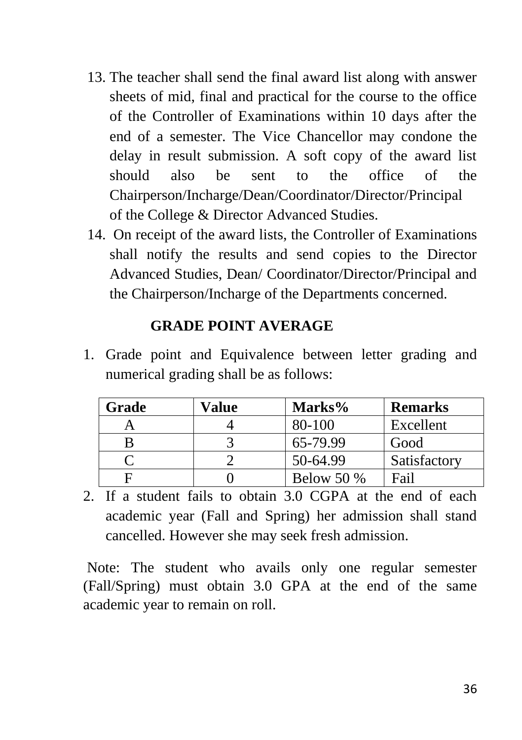13. The teacher shall send the final award list along with answer sheets of mid, final and practical for the course to the office of the Controller of Examinations within 10 days after the end of a semester. The Vice Chancellor may condone the delay in result submission. A soft copy of the award list should also be sent to the office of the Chairperson/Incharge/Dean/Coordinator/Director/Principal of the College & Director Advanced Studies.
14. On receipt of the award lists, the Controller of Examinations shall notify the results and send copies to the Director Advanced Studies, Dean/ Coordinator/Director/Principal and the Chairperson/Incharge of the Departments concerned.

## GRADE POINT AVERAGE

1. Grade point and Equivalence between letter grading and numerical grading shall be as follows:

| Grade | Value | Marks% | Remarks |
|---|---|---|---|
| A | 4 | 80-100 | Excellent |
| B | 3 | 65-79.99 | Good |
| C | 2 | 50-64.99 | Satisfactory |
| F | 0 | Below 50 % | Fail |

2. If a student fails to obtain 3.0 CGPA at the end of each academic year (Fall and Spring) her admission shall stand cancelled. However she may seek fresh admission.

Note: The student who avails only one regular semester (Fall/Spring) must obtain 3.0 GPA at the end of the same academic year to remain on roll.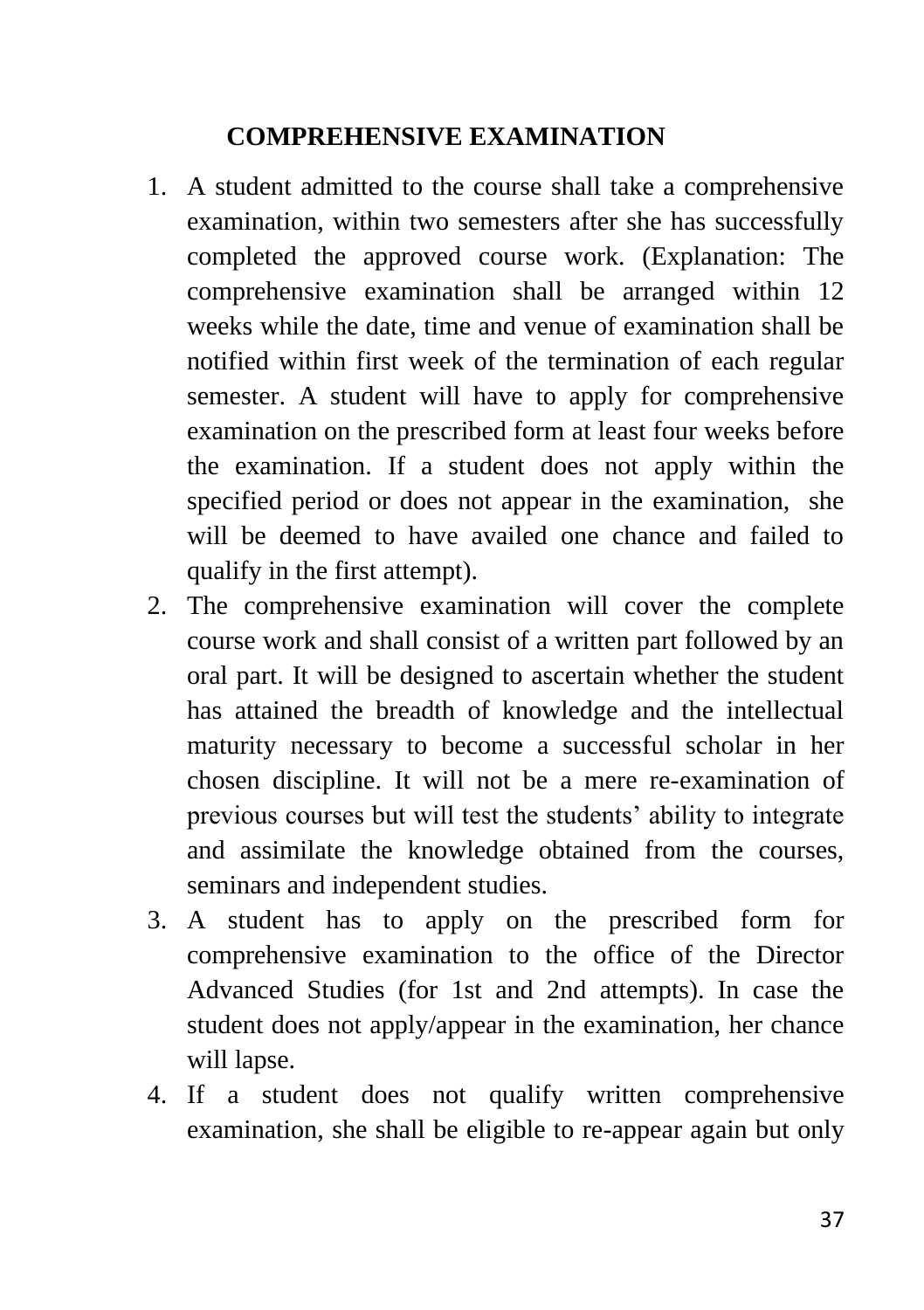## COMPREHENSIVE EXAMINATION

1. A student admitted to the course shall take a comprehensive examination, within two semesters after she has successfully completed the approved course work. (Explanation: The comprehensive examination shall be arranged within 12 weeks while the date, time and venue of examination shall be notified within first week of the termination of each regular semester. A student will have to apply for comprehensive examination on the prescribed form at least four weeks before the examination. If a student does not apply within the specified period or does not appear in the examination, she will be deemed to have availed one chance and failed to qualify in the first attempt).
2. The comprehensive examination will cover the complete course work and shall consist of a written part followed by an oral part. It will be designed to ascertain whether the student has attained the breadth of knowledge and the intellectual maturity necessary to become a successful scholar in her chosen discipline. It will not be a mere re-examination of previous courses but will test the students' ability to integrate and assimilate the knowledge obtained from the courses, seminars and independent studies.
3. A student has to apply on the prescribed form for comprehensive examination to the office of the Director Advanced Studies (for 1st and 2nd attempts). In case the student does not apply/appear in the examination, her chance will lapse.
4. If a student does not qualify written comprehensive examination, she shall be eligible to re-appear again but only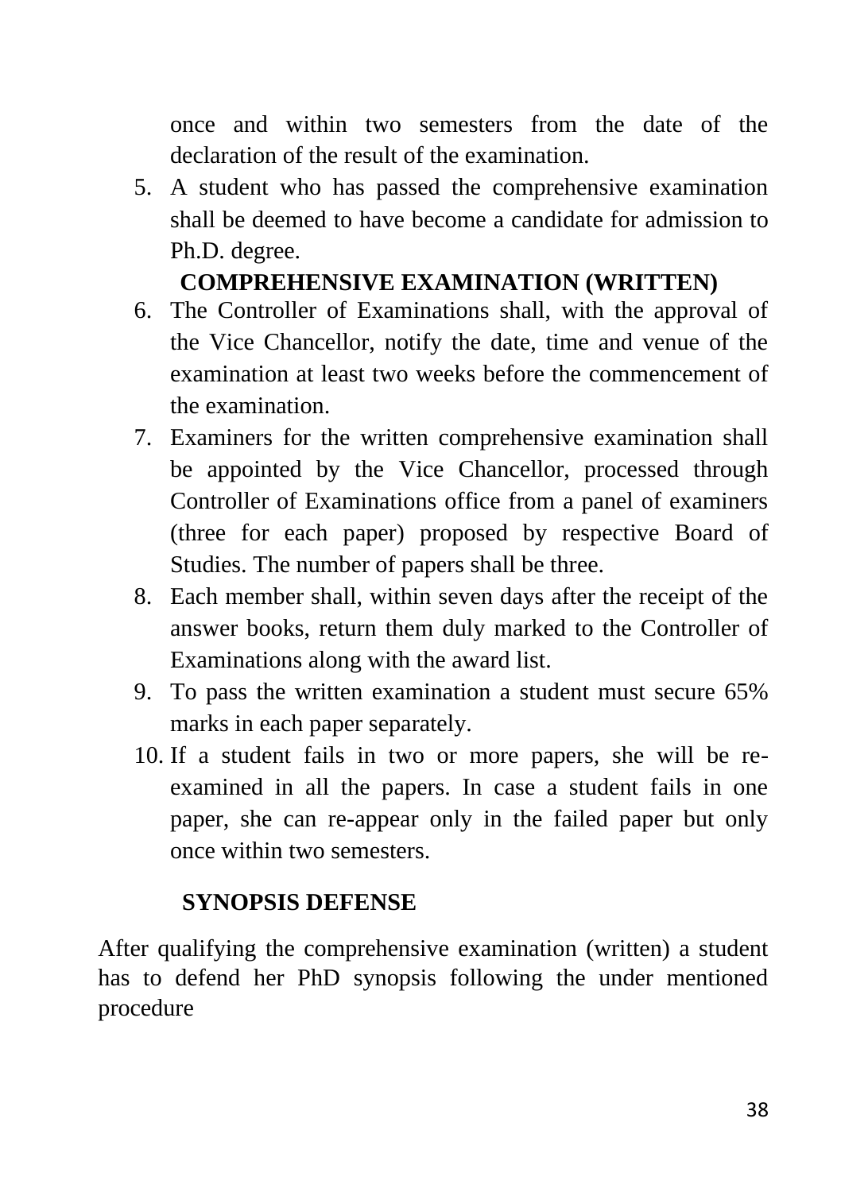once and within two semesters from the date of the declaration of the result of the examination.

5. A student who has passed the comprehensive examination shall be deemed to have become a candidate for admission to Ph.D. degree.

**COMPREHENSIVE EXAMINATION (WRITTEN)**

6. The Controller of Examinations shall, with the approval of the Vice Chancellor, notify the date, time and venue of the examination at least two weeks before the commencement of the examination.
7. Examiners for the written comprehensive examination shall be appointed by the Vice Chancellor, processed through Controller of Examinations office from a panel of examiners (three for each paper) proposed by respective Board of Studies. The number of papers shall be three.
8. Each member shall, within seven days after the receipt of the answer books, return them duly marked to the Controller of Examinations along with the award list.
9. To pass the written examination a student must secure 65% marks in each paper separately.
10. If a student fails in two or more papers, she will be re-examined in all the papers. In case a student fails in one paper, she can re-appear only in the failed paper but only once within two semesters.

**SYNOPSIS DEFENSE**

After qualifying the comprehensive examination (written) a student has to defend her PhD synopsis following the under mentioned procedure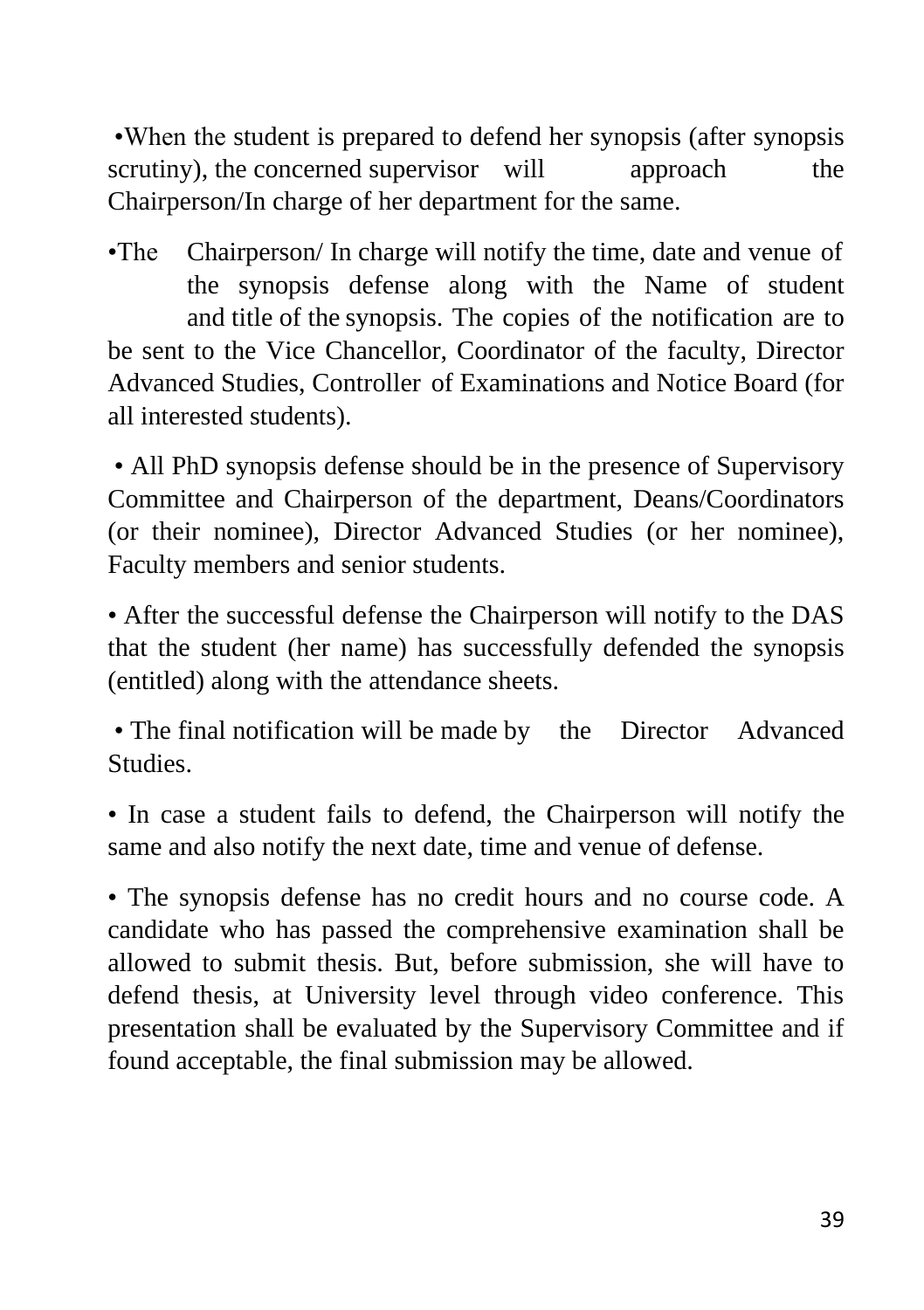- When the student is prepared to defend her synopsis (after synopsis scrutiny), the concerned supervisor will approach the Chairperson/In charge of her department for the same.

- The Chairperson/ In charge will notify the time, date and venue of the synopsis defense along with the Name of student and title of the synopsis. The copies of the notification are to be sent to the Vice Chancellor, Coordinator of the faculty, Director Advanced Studies, Controller of Examinations and Notice Board (for all interested students).

- All PhD synopsis defense should be in the presence of Supervisory Committee and Chairperson of the department, Deans/Coordinators (or their nominee), Director Advanced Studies (or her nominee), Faculty members and senior students.

- After the successful defense the Chairperson will notify to the DAS that the student (her name) has successfully defended the synopsis (entitled) along with the attendance sheets.

- The final notification will be made by the Director Advanced Studies.

- In case a student fails to defend, the Chairperson will notify the same and also notify the next date, time and venue of defense.

- The synopsis defense has no credit hours and no course code. A candidate who has passed the comprehensive examination shall be allowed to submit thesis. But, before submission, she will have to defend thesis, at University level through video conference. This presentation shall be evaluated by the Supervisory Committee and if found acceptable, the final submission may be allowed.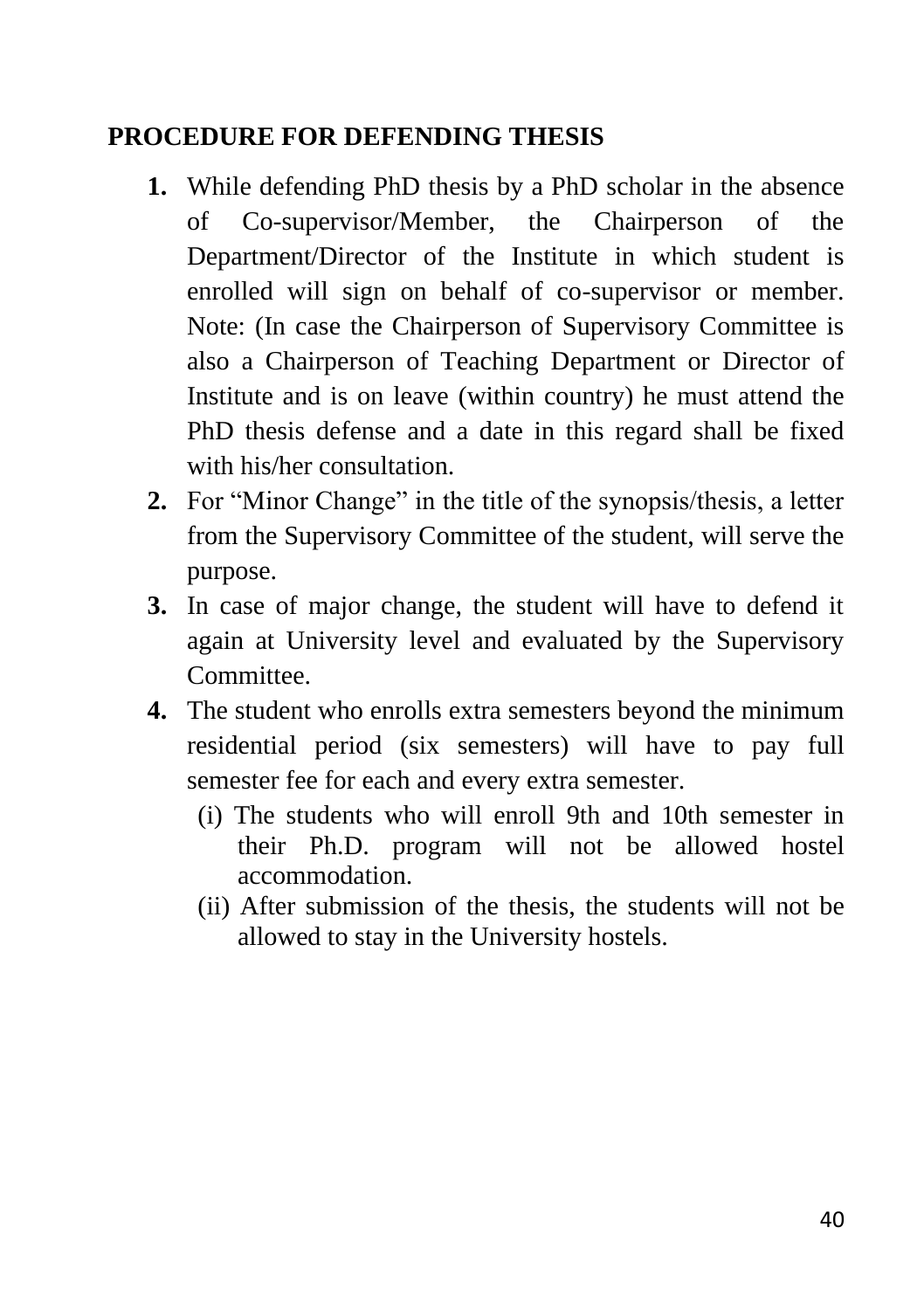## PROCEDURE FOR DEFENDING THESIS

1. While defending PhD thesis by a PhD scholar in the absence of Co-supervisor/Member, the Chairperson of the Department/Director of the Institute in which student is enrolled will sign on behalf of co-supervisor or member. Note: (In case the Chairperson of Supervisory Committee is also a Chairperson of Teaching Department or Director of Institute and is on leave (within country) he must attend the PhD thesis defense and a date in this regard shall be fixed with his/her consultation.
2. For "Minor Change" in the title of the synopsis/thesis, a letter from the Supervisory Committee of the student, will serve the purpose.
3. In case of major change, the student will have to defend it again at University level and evaluated by the Supervisory Committee.
4. The student who enrolls extra semesters beyond the minimum residential period (six semesters) will have to pay full semester fee for each and every extra semester.
   (i) The students who will enroll 9th and 10th semester in their Ph.D. program will not be allowed hostel accommodation.
   (ii) After submission of the thesis, the students will not be allowed to stay in the University hostels.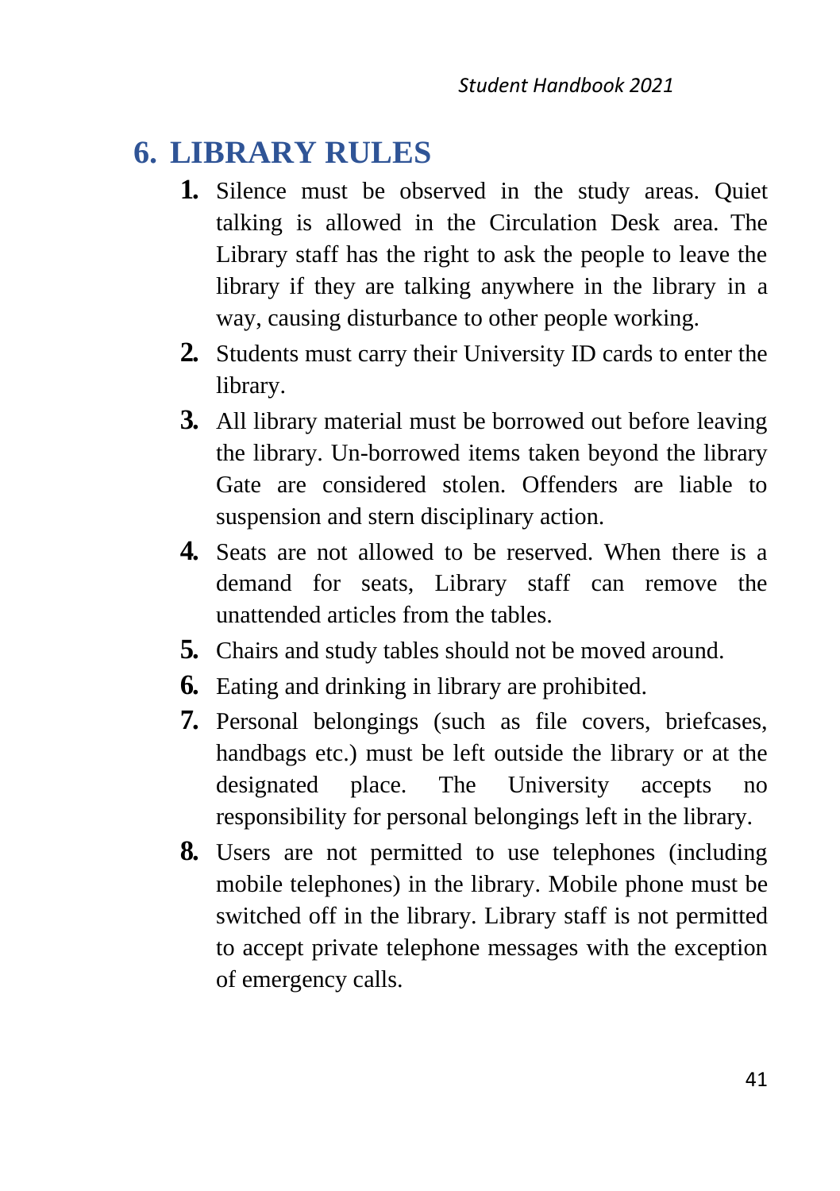# 6. LIBRARY RULES

1. Silence must be observed in the study areas. Quiet talking is allowed in the Circulation Desk area. The Library staff has the right to ask the people to leave the library if they are talking anywhere in the library in a way, causing disturbance to other people working.
2. Students must carry their University ID cards to enter the library.
3. All library material must be borrowed out before leaving the library. Un-borrowed items taken beyond the library Gate are considered stolen. Offenders are liable to suspension and stern disciplinary action.
4. Seats are not allowed to be reserved. When there is a demand for seats, Library staff can remove the unattended articles from the tables.
5. Chairs and study tables should not be moved around.
6. Eating and drinking in library are prohibited.
7. Personal belongings (such as file covers, briefcases, handbags etc.) must be left outside the library or at the designated place. The University accepts no responsibility for personal belongings left in the library.
8. Users are not permitted to use telephones (including mobile telephones) in the library. Mobile phone must be switched off in the library. Library staff is not permitted to accept private telephone messages with the exception of emergency calls.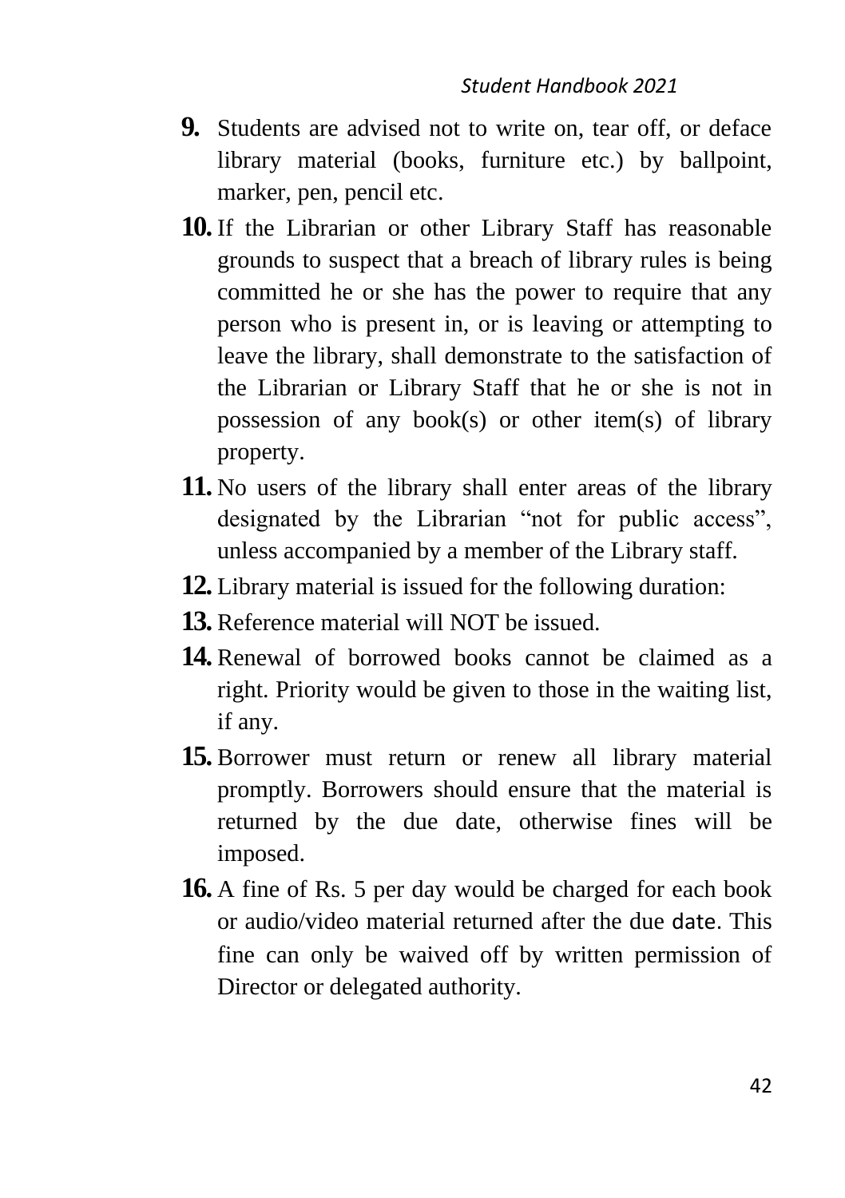9. Students are advised not to write on, tear off, or deface library material (books, furniture etc.) by ballpoint, marker, pen, pencil etc.
10. If the Librarian or other Library Staff has reasonable grounds to suspect that a breach of library rules is being committed he or she has the power to require that any person who is present in, or is leaving or attempting to leave the library, shall demonstrate to the satisfaction of the Librarian or Library Staff that he or she is not in possession of any book(s) or other item(s) of library property.
11. No users of the library shall enter areas of the library designated by the Librarian "not for public access", unless accompanied by a member of the Library staff.
12. Library material is issued for the following duration:
13. Reference material will NOT be issued.
14. Renewal of borrowed books cannot be claimed as a right. Priority would be given to those in the waiting list, if any.
15. Borrower must return or renew all library material promptly. Borrowers should ensure that the material is returned by the due date, otherwise fines will be imposed.
16. A fine of Rs. 5 per day would be charged for each book or audio/video material returned after the due date. This fine can only be waived off by written permission of Director or delegated authority.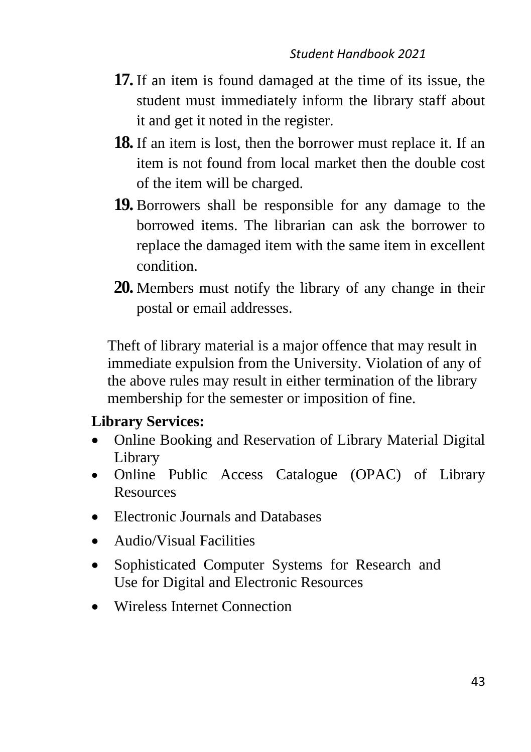17. If an item is found damaged at the time of its issue, the student must immediately inform the library staff about it and get it noted in the register.
18. If an item is lost, then the borrower must replace it. If an item is not found from local market then the double cost of the item will be charged.
19. Borrowers shall be responsible for any damage to the borrowed items. The librarian can ask the borrower to replace the damaged item with the same item in excellent condition.
20. Members must notify the library of any change in their postal or email addresses.

Theft of library material is a major offence that may result in immediate expulsion from the University. Violation of any of the above rules may result in either termination of the library membership for the semester or imposition of fine.

**Library Services:**

- Online Booking and Reservation of Library Material Digital Library
- Online Public Access Catalogue (OPAC) of Library Resources
- Electronic Journals and Databases
- Audio/Visual Facilities
- Sophisticated Computer Systems for Research and Use for Digital and Electronic Resources
- Wireless Internet Connection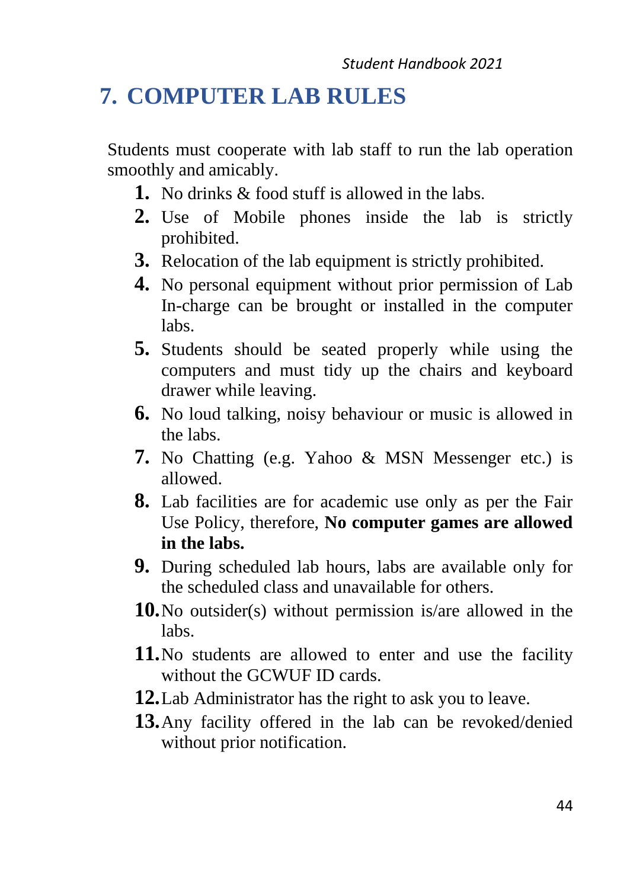# 7. COMPUTER LAB RULES

Students must cooperate with lab staff to run the lab operation smoothly and amicably.

1. No drinks & food stuff is allowed in the labs.
2. Use of Mobile phones inside the lab is strictly prohibited.
3. Relocation of the lab equipment is strictly prohibited.
4. No personal equipment without prior permission of Lab In-charge can be brought or installed in the computer labs.
5. Students should be seated properly while using the computers and must tidy up the chairs and keyboard drawer while leaving.
6. No loud talking, noisy behaviour or music is allowed in the labs.
7. No Chatting (e.g. Yahoo & MSN Messenger etc.) is allowed.
8. Lab facilities are for academic use only as per the Fair Use Policy, therefore, **No computer games are allowed in the labs.**
9. During scheduled lab hours, labs are available only for the scheduled class and unavailable for others.
10. No outsider(s) without permission is/are allowed in the labs.
11. No students are allowed to enter and use the facility without the GCWUF ID cards.
12. Lab Administrator has the right to ask you to leave.
13. Any facility offered in the lab can be revoked/denied without prior notification.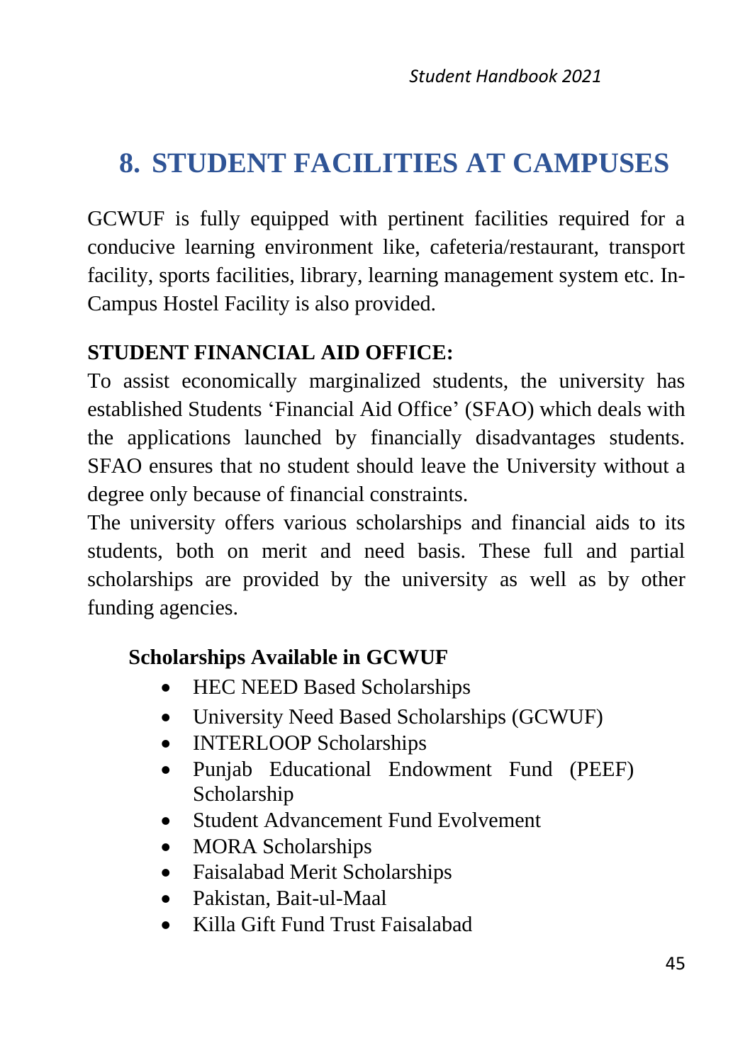# 8. STUDENT FACILITIES AT CAMPUSES

GCWUF is fully equipped with pertinent facilities required for a conducive learning environment like, cafeteria/restaurant, transport facility, sports facilities, library, learning management system etc. In-Campus Hostel Facility is also provided.

**STUDENT FINANCIAL AID OFFICE:**

To assist economically marginalized students, the university has established Students 'Financial Aid Office' (SFAO) which deals with the applications launched by financially disadvantages students. SFAO ensures that no student should leave the University without a degree only because of financial constraints.

The university offers various scholarships and financial aids to its students, both on merit and need basis. These full and partial scholarships are provided by the university as well as by other funding agencies.

**Scholarships Available in GCWUF**

- HEC NEED Based Scholarships
- University Need Based Scholarships (GCWUF)
- INTERLOOP Scholarships
- Punjab Educational Endowment Fund (PEEF) Scholarship
- Student Advancement Fund Evolvement
- MORA Scholarships
- Faisalabad Merit Scholarships
- Pakistan, Bait-ul-Maal
- Killa Gift Fund Trust Faisalabad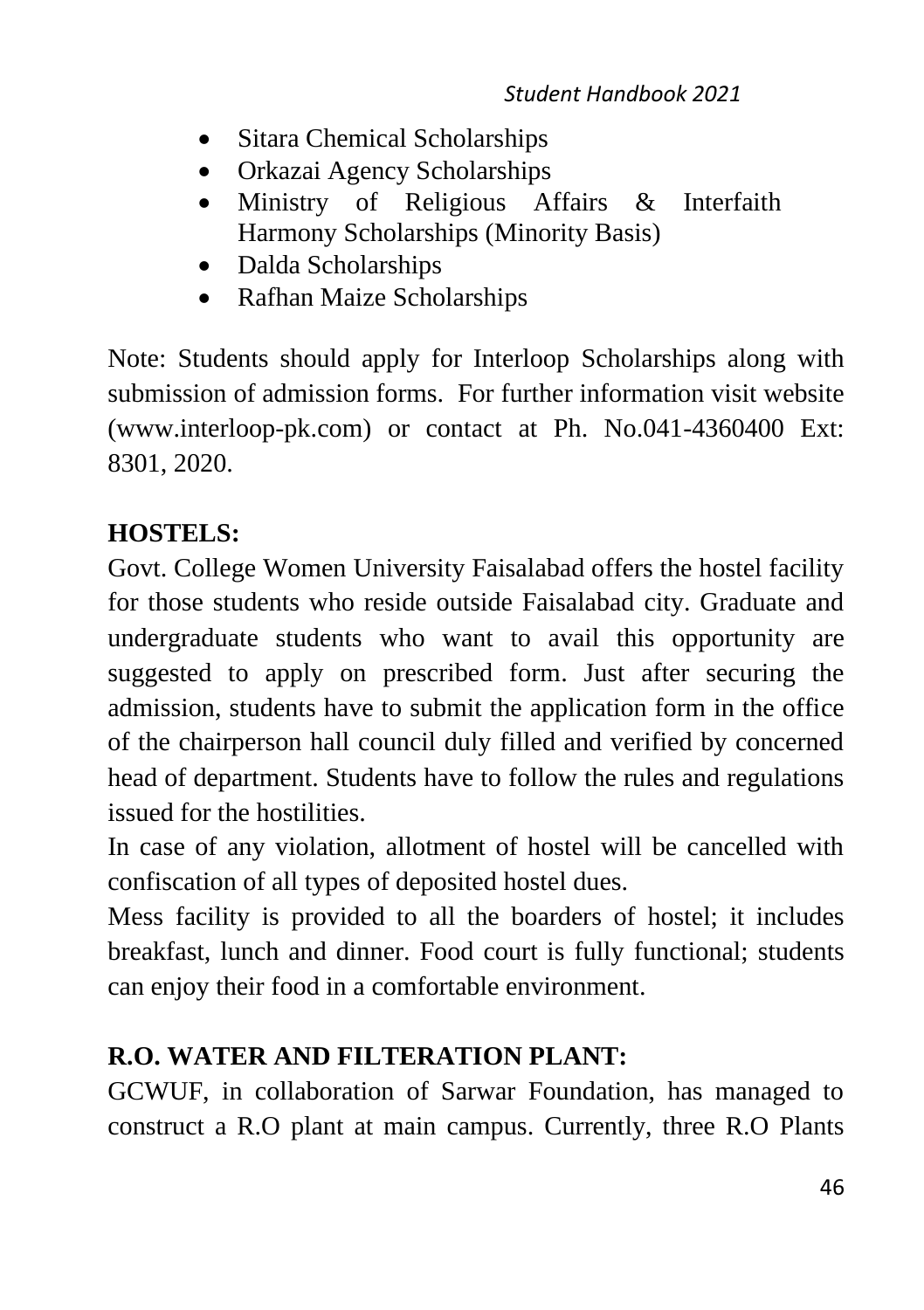- Sitara Chemical Scholarships
- Orkazai Agency Scholarships
- Ministry of Religious Affairs & Interfaith Harmony Scholarships (Minority Basis)
- Dalda Scholarships
- Rafhan Maize Scholarships

Note: Students should apply for Interloop Scholarships along with submission of admission forms. For further information visit website (www.interloop-pk.com) or contact at Ph. No.041-4360400 Ext: 8301, 2020.

**HOSTELS:**

Govt. College Women University Faisalabad offers the hostel facility for those students who reside outside Faisalabad city. Graduate and undergraduate students who want to avail this opportunity are suggested to apply on prescribed form. Just after securing the admission, students have to submit the application form in the office of the chairperson hall council duly filled and verified by concerned head of department. Students have to follow the rules and regulations issued for the hostilities.

In case of any violation, allotment of hostel will be cancelled with confiscation of all types of deposited hostel dues.

Mess facility is provided to all the boarders of hostel; it includes breakfast, lunch and dinner. Food court is fully functional; students can enjoy their food in a comfortable environment.

**R.O. WATER AND FILTERATION PLANT:**

GCWUF, in collaboration of Sarwar Foundation, has managed to construct a R.O plant at main campus. Currently, three R.O Plants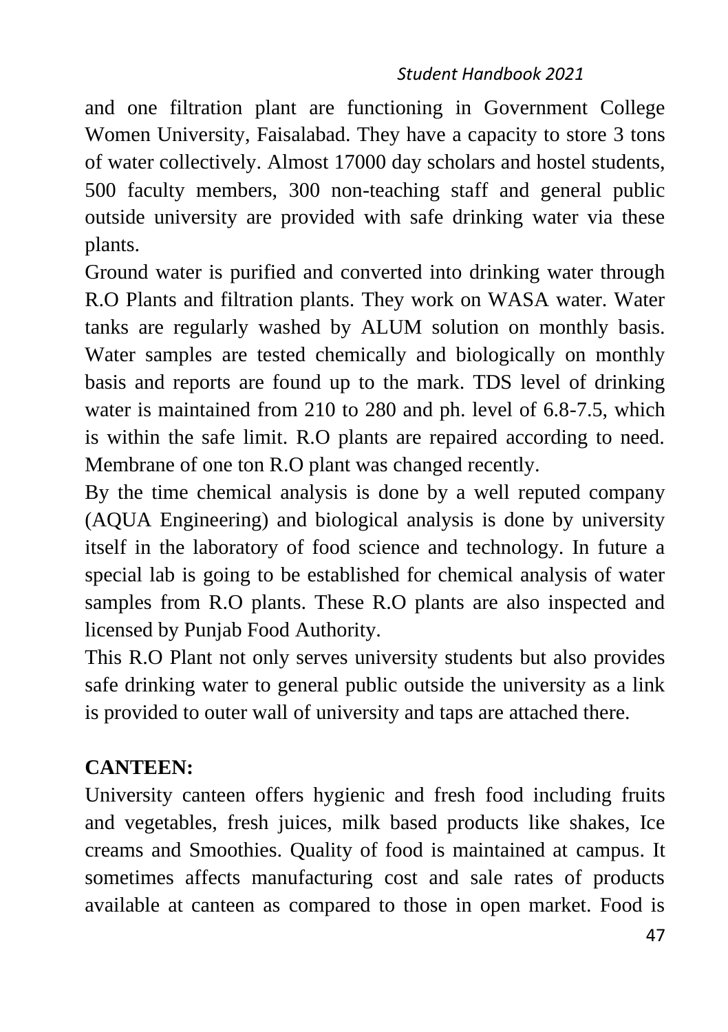and one filtration plant are functioning in Government College Women University, Faisalabad. They have a capacity to store 3 tons of water collectively. Almost 17000 day scholars and hostel students, 500 faculty members, 300 non-teaching staff and general public outside university are provided with safe drinking water via these plants.

Ground water is purified and converted into drinking water through R.O Plants and filtration plants. They work on WASA water. Water tanks are regularly washed by ALUM solution on monthly basis. Water samples are tested chemically and biologically on monthly basis and reports are found up to the mark. TDS level of drinking water is maintained from 210 to 280 and ph. level of 6.8-7.5, which is within the safe limit. R.O plants are repaired according to need. Membrane of one ton R.O plant was changed recently.

By the time chemical analysis is done by a well reputed company (AQUA Engineering) and biological analysis is done by university itself in the laboratory of food science and technology. In future a special lab is going to be established for chemical analysis of water samples from R.O plants. These R.O plants are also inspected and licensed by Punjab Food Authority.

This R.O Plant not only serves university students but also provides safe drinking water to general public outside the university as a link is provided to outer wall of university and taps are attached there.

**CANTEEN:**

University canteen offers hygienic and fresh food including fruits and vegetables, fresh juices, milk based products like shakes, Ice creams and Smoothies. Quality of food is maintained at campus. It sometimes affects manufacturing cost and sale rates of products available at canteen as compared to those in open market. Food is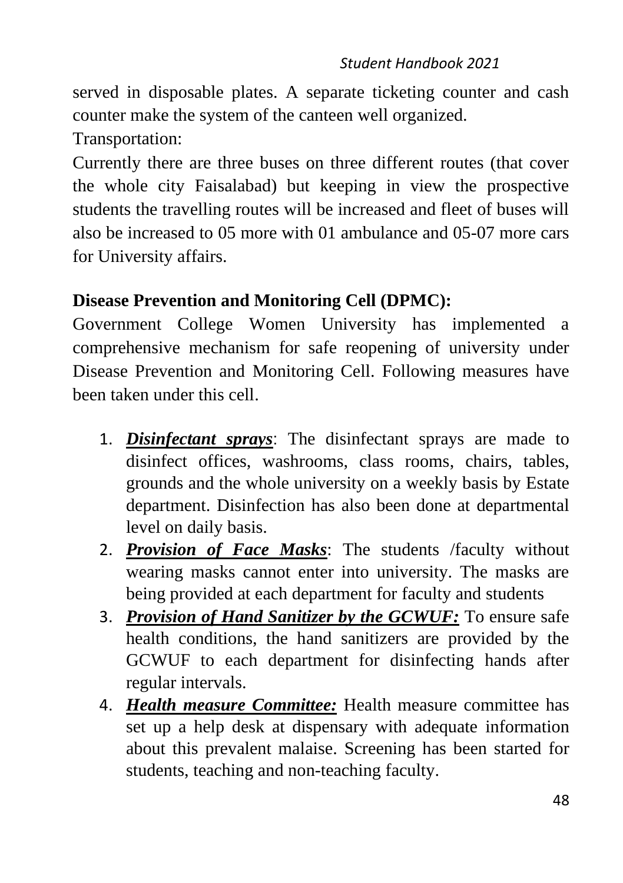served in disposable plates. A separate ticketing counter and cash counter make the system of the canteen well organized.

Transportation:

Currently there are three buses on three different routes (that cover the whole city Faisalabad) but keeping in view the prospective students the travelling routes will be increased and fleet of buses will also be increased to 05 more with 01 ambulance and 05-07 more cars for University affairs.

**Disease Prevention and Monitoring Cell (DPMC):**

Government College Women University has implemented a comprehensive mechanism for safe reopening of university under Disease Prevention and Monitoring Cell. Following measures have been taken under this cell.

1. ***Disinfectant sprays***: The disinfectant sprays are made to disinfect offices, washrooms, class rooms, chairs, tables, grounds and the whole university on a weekly basis by Estate department. Disinfection has also been done at departmental level on daily basis.
2. ***Provision of Face Masks***: The students /faculty without wearing masks cannot enter into university. The masks are being provided at each department for faculty and students
3. ***Provision of Hand Sanitizer by the GCWUF:*** To ensure safe health conditions, the hand sanitizers are provided by the GCWUF to each department for disinfecting hands after regular intervals.
4. ***Health measure Committee:*** Health measure committee has set up a help desk at dispensary with adequate information about this prevalent malaise. Screening has been started for students, teaching and non-teaching faculty.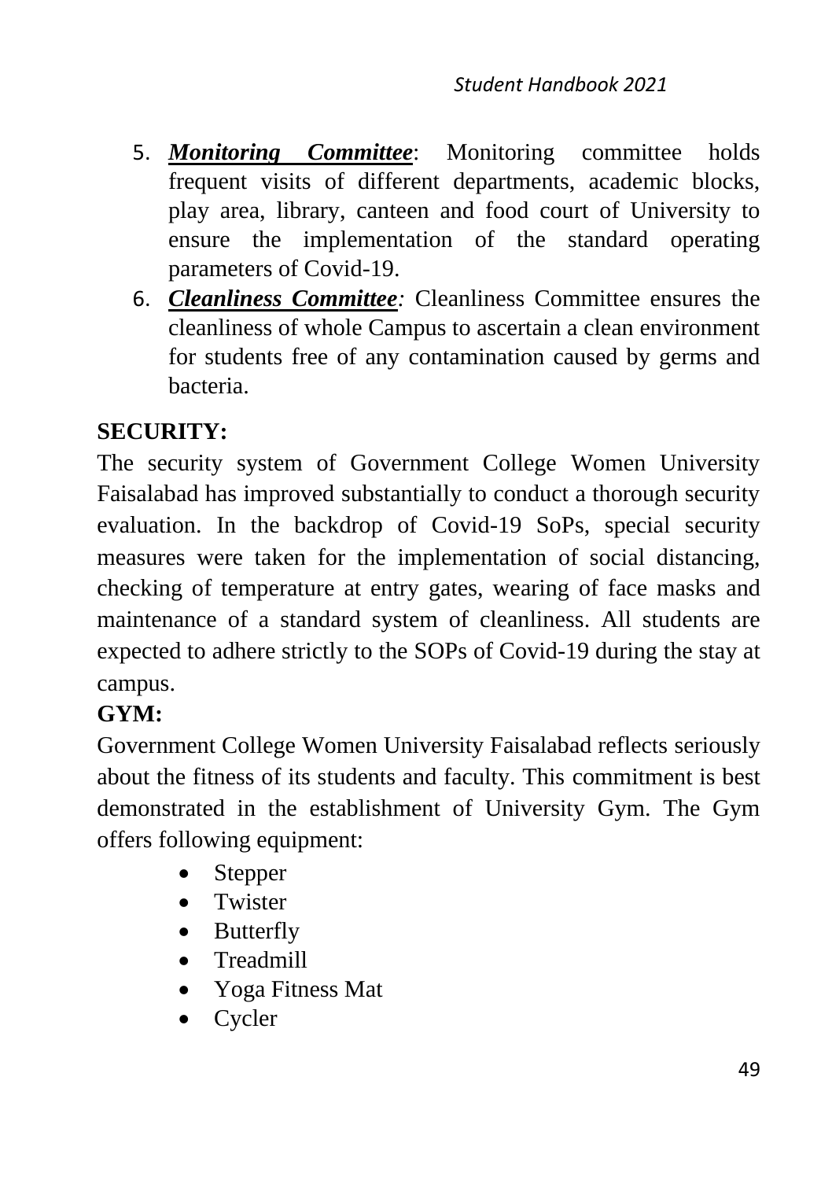5. ***Monitoring Committee***: Monitoring committee holds frequent visits of different departments, academic blocks, play area, library, canteen and food court of University to ensure the implementation of the standard operating parameters of Covid-19.
6. ***Cleanliness Committee***: Cleanliness Committee ensures the cleanliness of whole Campus to ascertain a clean environment for students free of any contamination caused by germs and bacteria.

**SECURITY:**

The security system of Government College Women University Faisalabad has improved substantially to conduct a thorough security evaluation. In the backdrop of Covid-19 SoPs, special security measures were taken for the implementation of social distancing, checking of temperature at entry gates, wearing of face masks and maintenance of a standard system of cleanliness. All students are expected to adhere strictly to the SOPs of Covid-19 during the stay at campus.

**GYM:**

Government College Women University Faisalabad reflects seriously about the fitness of its students and faculty. This commitment is best demonstrated in the establishment of University Gym. The Gym offers following equipment:

- Stepper
- Twister
- Butterfly
- Treadmill
- Yoga Fitness Mat
- Cycler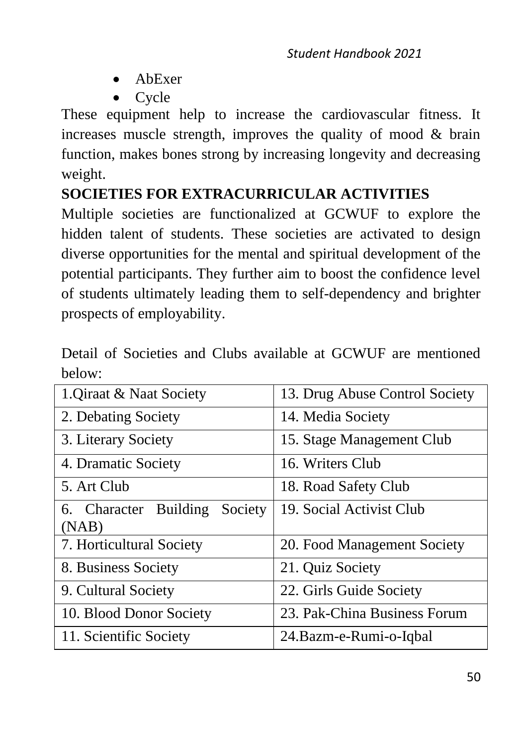- AbExer
- Cycle

These equipment help to increase the cardiovascular fitness. It increases muscle strength, improves the quality of mood & brain function, makes bones strong by increasing longevity and decreasing weight.

**SOCIETIES FOR EXTRACURRICULAR ACTIVITIES**

Multiple societies are functionalized at GCWUF to explore the hidden talent of students. These societies are activated to design diverse opportunities for the mental and spiritual development of the potential participants. They further aim to boost the confidence level of students ultimately leading them to self-dependency and brighter prospects of employability.

Detail of Societies and Clubs available at GCWUF are mentioned below:

| | |
|---|---|
| 1.Qiraat & Naat Society | 13. Drug Abuse Control Society |
| 2. Debating Society | 14. Media Society |
| 3. Literary Society | 15. Stage Management Club |
| 4. Dramatic Society | 16. Writers Club |
| 5. Art Club | 18. Road Safety Club |
| 6. Character Building Society (NAB) | 19. Social Activist Club |
| 7. Horticultural Society | 20. Food Management Society |
| 8. Business Society | 21. Quiz Society |
| 9. Cultural Society | 22. Girls Guide Society |
| 10. Blood Donor Society | 23. Pak-China Business Forum |
| 11. Scientific Society | 24.Bazm-e-Rumi-o-Iqbal |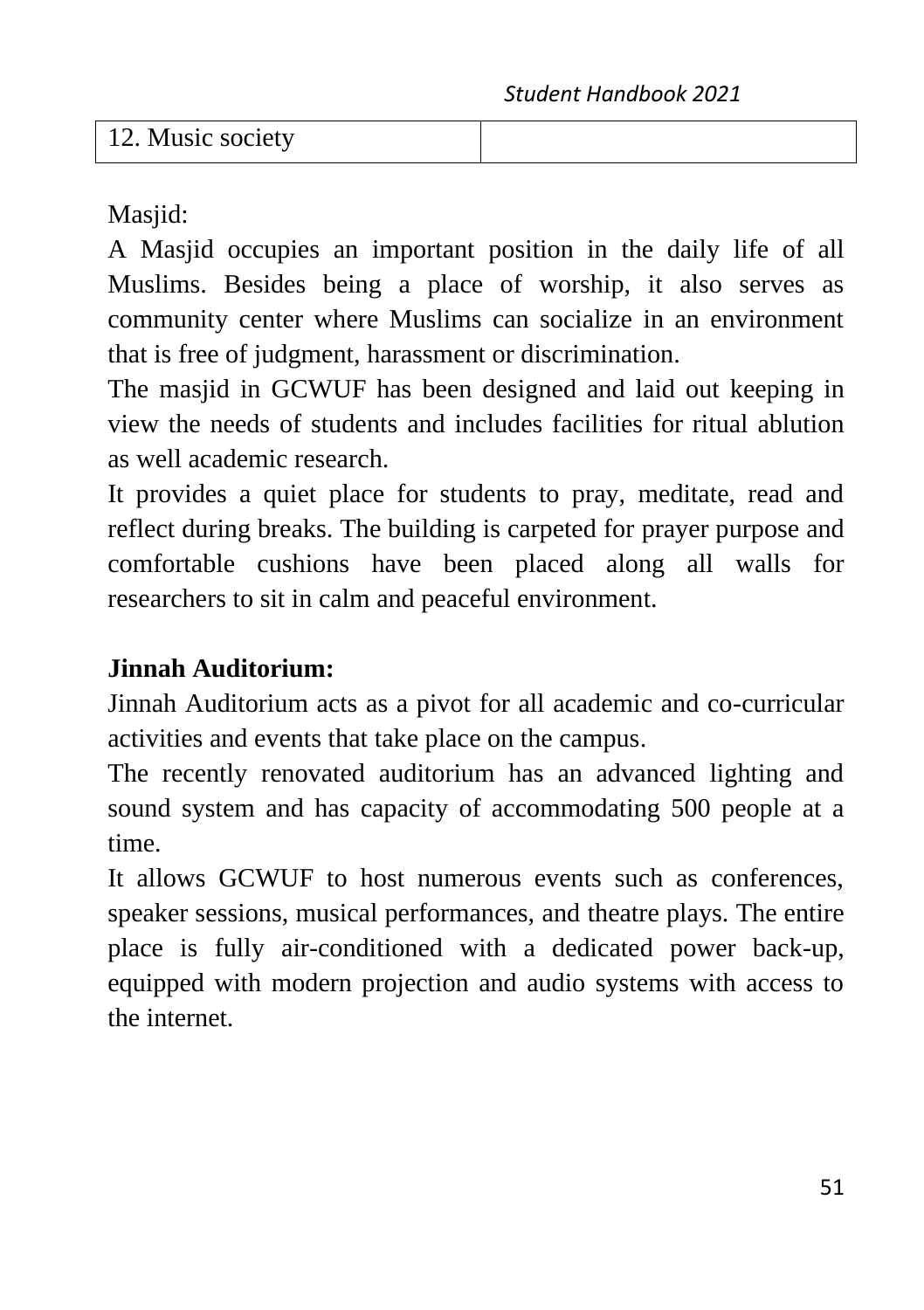| 12. Music society | |
|---|---|

Masjid:

A Masjid occupies an important position in the daily life of all Muslims. Besides being a place of worship, it also serves as community center where Muslims can socialize in an environment that is free of judgment, harassment or discrimination.

The masjid in GCWUF has been designed and laid out keeping in view the needs of students and includes facilities for ritual ablution as well academic research.

It provides a quiet place for students to pray, meditate, read and reflect during breaks. The building is carpeted for prayer purpose and comfortable cushions have been placed along all walls for researchers to sit in calm and peaceful environment.

**Jinnah Auditorium:**

Jinnah Auditorium acts as a pivot for all academic and co-curricular activities and events that take place on the campus.

The recently renovated auditorium has an advanced lighting and sound system and has capacity of accommodating 500 people at a time.

It allows GCWUF to host numerous events such as conferences, speaker sessions, musical performances, and theatre plays. The entire place is fully air-conditioned with a dedicated power back-up, equipped with modern projection and audio systems with access to the internet.